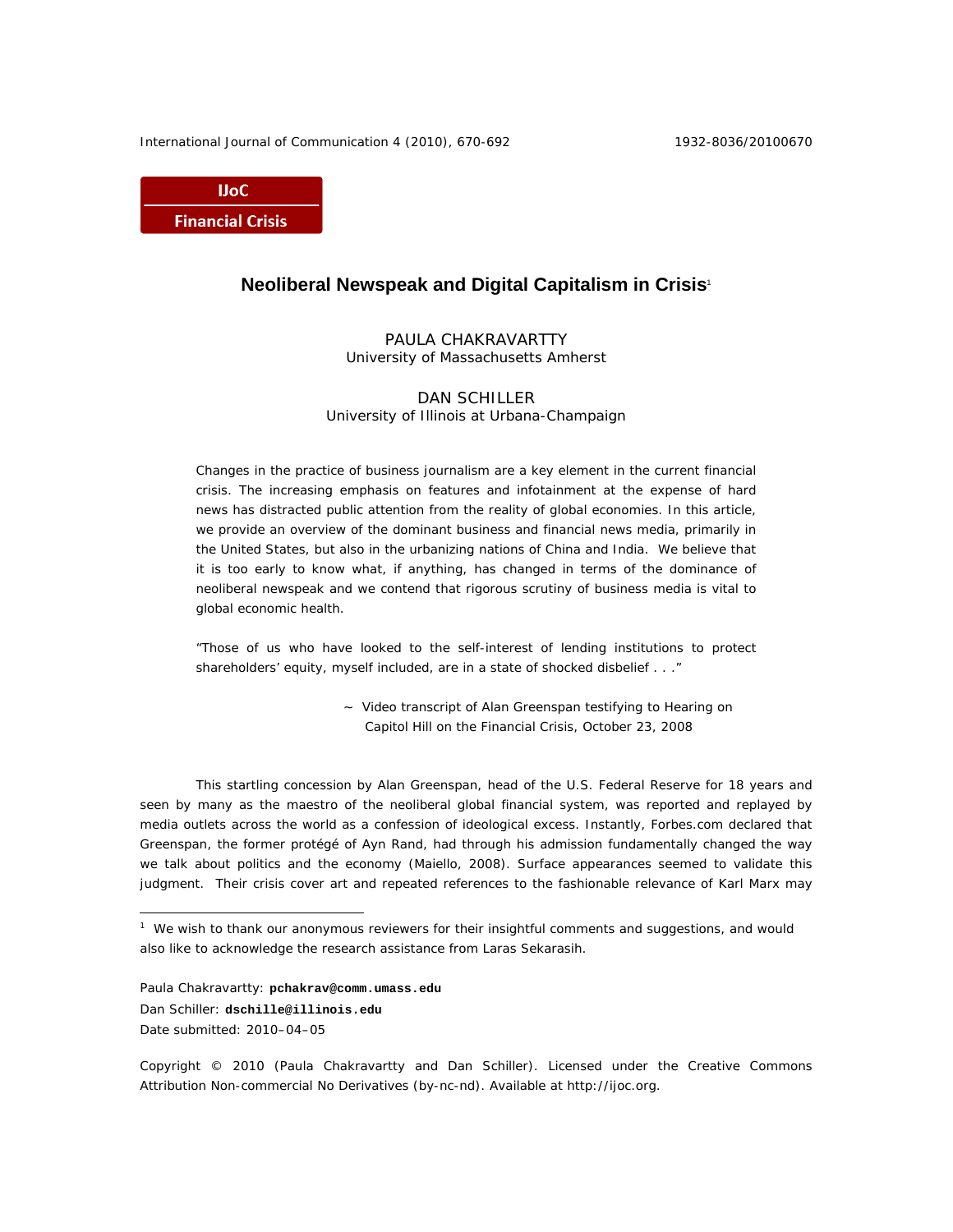IJoC

Financial Crisis

# Neoliberal Newspeak and Digital Capitalism in Crisis[1]

PAULA CHAKRAVARTTY
University of Massachusetts Amherst

DAN SCHILLER
University of Illinois at Urbana-Champaign

Changes in the practice of business journalism are a key element in the current financial crisis. The increasing emphasis on features and infotainment at the expense of hard news has distracted public attention from the reality of global economies. In this article, we provide an overview of the dominant business and financial news media, primarily in the United States, but also in the urbanizing nations of China and India. We believe that it is too early to know what, if anything, has changed in terms of the dominance of neoliberal newspeak and we contend that rigorous scrutiny of business media is vital to global economic health.

"Those of us who have looked to the self-interest of lending institutions to protect shareholders' equity, myself included, are in a state of shocked disbelief . . ."

~ Video transcript of Alan Greenspan testifying to Hearing on Capitol Hill on the Financial Crisis, October 23, 2008

This startling concession by Alan Greenspan, head of the U.S. Federal Reserve for 18 years and seen by many as the maestro of the neoliberal global financial system, was reported and replayed by media outlets across the world as a confession of ideological excess. Instantly, Forbes.com declared that Greenspan, the former protégé of Ayn Rand, had through his admission fundamentally changed the way we talk about politics and the economy (Maiello, 2008). Surface appearances seemed to validate this judgment. Their crisis cover art and repeated references to the fashionable relevance of Karl Marx may

---

[1] We wish to thank our anonymous reviewers for their insightful comments and suggestions, and would also like to acknowledge the research assistance from Laras Sekarasih.

Paula Chakravartty: **pchakrav@comm.umass.edu**
Dan Schiller: **dschille@illinois.edu**
Date submitted: 2010–04–05

Copyright © 2010 (Paula Chakravartty and Dan Schiller). Licensed under the Creative Commons Attribution Non-commercial No Derivatives (by-nc-nd). Available at http://ijoc.org.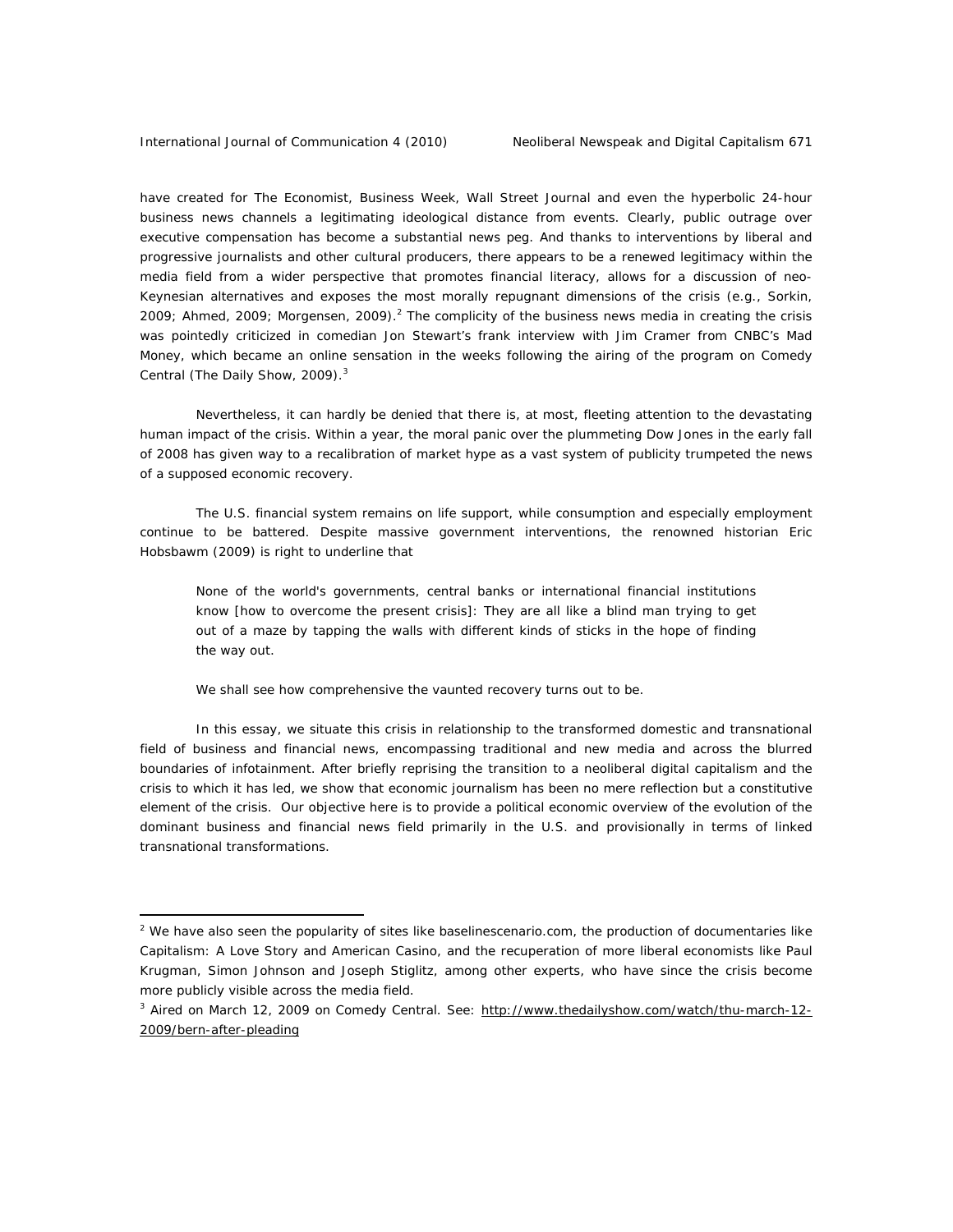have created for The Economist, Business Week, Wall Street Journal and even the hyperbolic 24-hour business news channels a legitimating ideological distance from events. Clearly, public outrage over executive compensation has become a substantial news peg. And thanks to interventions by liberal and progressive journalists and other cultural producers, there appears to be a renewed legitimacy within the media field from a wider perspective that promotes financial literacy, allows for a discussion of neo-Keynesian alternatives and exposes the most morally repugnant dimensions of the crisis (e.g., Sorkin, 2009; Ahmed, 2009; Morgensen, 2009).[2] The complicity of the business news media in creating the crisis was pointedly criticized in comedian Jon Stewart's frank interview with Jim Cramer from CNBC's Mad Money, which became an online sensation in the weeks following the airing of the program on Comedy Central (The Daily Show, 2009).[3]

Nevertheless, it can hardly be denied that there is, at most, fleeting attention to the devastating human impact of the crisis. Within a year, the moral panic over the plummeting Dow Jones in the early fall of 2008 has given way to a recalibration of market hype as a vast system of publicity trumpeted the news of a supposed economic recovery.

The U.S. financial system remains on life support, while consumption and especially employment continue to be battered. Despite massive government interventions, the renowned historian Eric Hobsbawm (2009) is right to underline that

> None of the world's governments, central banks or international financial institutions know [how to overcome the present crisis]: They are all like a blind man trying to get out of a maze by tapping the walls with different kinds of sticks in the hope of finding the way out.

We shall see how comprehensive the vaunted recovery turns out to be.

In this essay, we situate this crisis in relationship to the transformed domestic and transnational field of business and financial news, encompassing traditional and new media and across the blurred boundaries of infotainment. After briefly reprising the transition to a neoliberal digital capitalism and the crisis to which it has led, we show that economic journalism has been no mere reflection but a constitutive element of the crisis. Our objective here is to provide a political economic overview of the evolution of the dominant business and financial news field primarily in the U.S. and provisionally in terms of linked transnational transformations.

---

[2] We have also seen the popularity of sites like baselinescenario.com, the production of documentaries like Capitalism: A Love Story and American Casino, and the recuperation of more liberal economists like Paul Krugman, Simon Johnson and Joseph Stiglitz, among other experts, who have since the crisis become more publicly visible across the media field.

[3] Aired on March 12, 2009 on Comedy Central. See: http://www.thedailyshow.com/watch/thu-march-12-2009/bern-after-pleading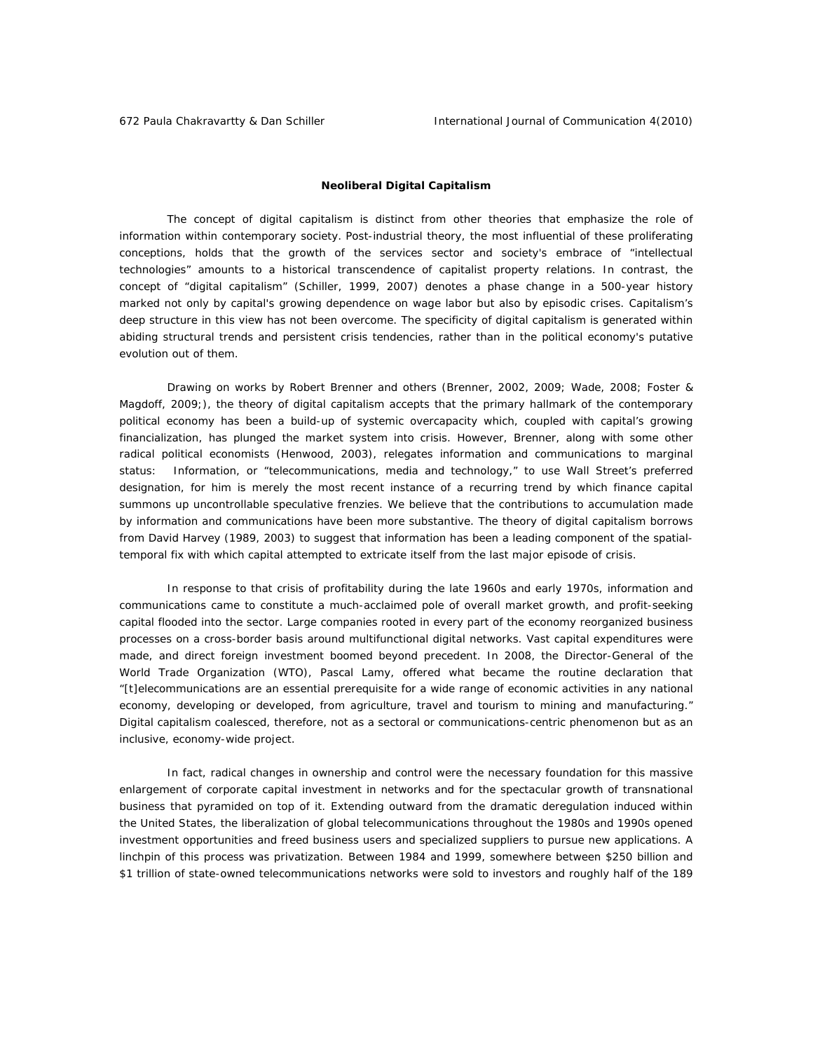### Neoliberal Digital Capitalism

The concept of digital capitalism is distinct from other theories that emphasize the role of information within contemporary society. Post-industrial theory, the most influential of these proliferating conceptions, holds that the growth of the services sector and society's embrace of "intellectual technologies" amounts to a historical transcendence of capitalist property relations. In contrast, the concept of "digital capitalism" (Schiller, 1999, 2007) denotes a phase change in a 500-year history marked not only by capital's growing dependence on wage labor but also by episodic crises. Capitalism's deep structure in this view has not been overcome. The specificity of digital capitalism is generated within abiding structural trends and persistent crisis tendencies, rather than in the political economy's putative evolution out of them.

Drawing on works by Robert Brenner and others (Brenner, 2002, 2009; Wade, 2008; Foster & Magdoff, 2009;), the theory of digital capitalism accepts that the primary hallmark of the contemporary political economy has been a build-up of systemic overcapacity which, coupled with capital's growing financialization, has plunged the market system into crisis. However, Brenner, along with some other radical political economists (Henwood, 2003), relegates information and communications to marginal status: Information, or "telecommunications, media and technology," to use Wall Street's preferred designation, for him is merely the most recent instance of a recurring trend by which finance capital summons up uncontrollable speculative frenzies. We believe that the contributions to accumulation made by information and communications have been more substantive. The theory of digital capitalism borrows from David Harvey (1989, 2003) to suggest that information has been a leading component of the spatial-temporal fix with which capital attempted to extricate itself from the last major episode of crisis.

In response to that crisis of profitability during the late 1960s and early 1970s, information and communications came to constitute a much-acclaimed pole of overall market growth, and profit-seeking capital flooded into the sector. Large companies rooted in every part of the economy reorganized business processes on a cross-border basis around multifunctional digital networks. Vast capital expenditures were made, and direct foreign investment boomed beyond precedent. In 2008, the Director-General of the World Trade Organization (WTO), Pascal Lamy, offered what became the routine declaration that "[t]elecommunications are an essential prerequisite for a wide range of economic activities in any national economy, developing or developed, from agriculture, travel and tourism to mining and manufacturing." Digital capitalism coalesced, therefore, not as a sectoral or communications-centric phenomenon but as an inclusive, economy-wide project.

In fact, radical changes in ownership and control were the necessary foundation for this massive enlargement of corporate capital investment in networks and for the spectacular growth of transnational business that pyramided on top of it. Extending outward from the dramatic deregulation induced within the United States, the liberalization of global telecommunications throughout the 1980s and 1990s opened investment opportunities and freed business users and specialized suppliers to pursue new applications. A linchpin of this process was privatization. Between 1984 and 1999, somewhere between $250 billion and $1 trillion of state-owned telecommunications networks were sold to investors and roughly half of the 189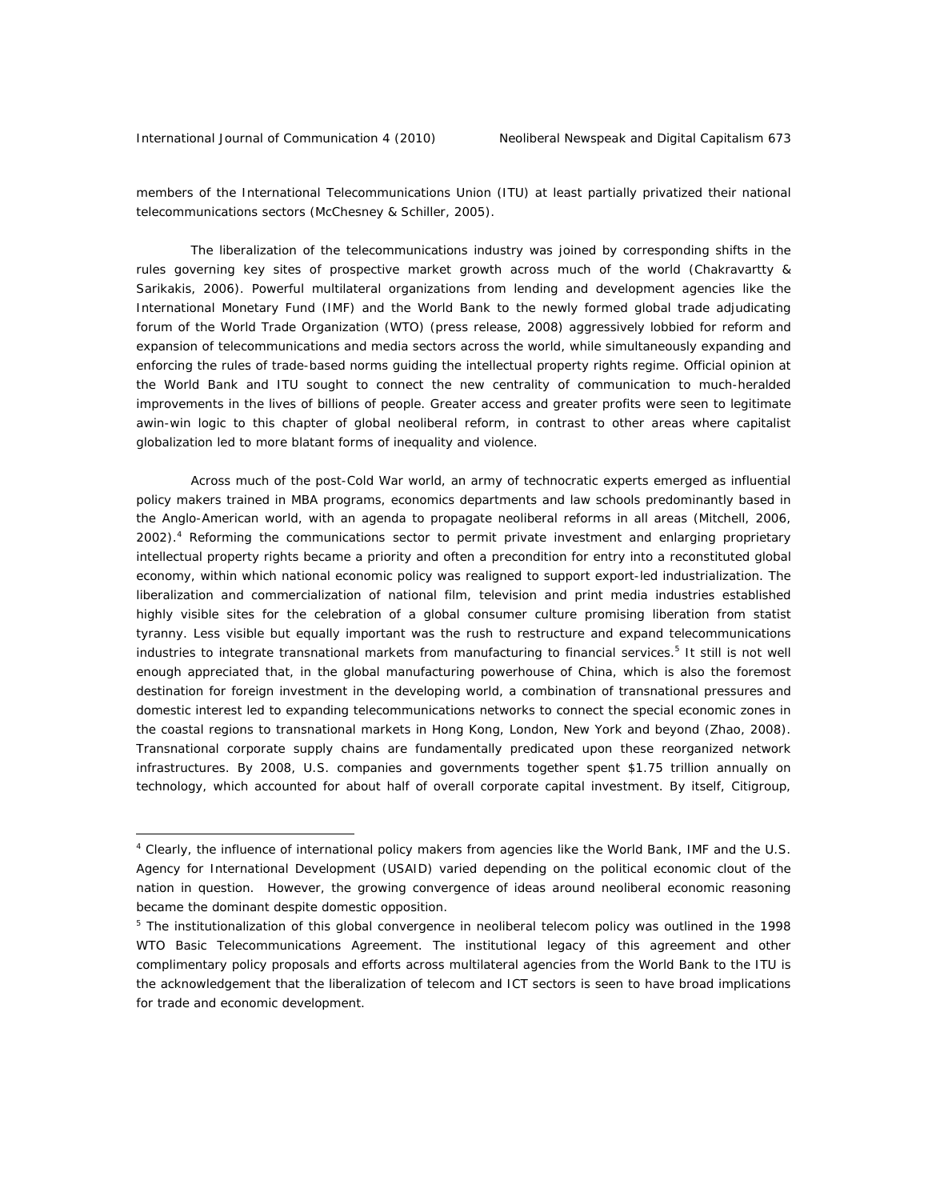members of the International Telecommunications Union (ITU) at least partially privatized their national telecommunications sectors (McChesney & Schiller, 2005).

The liberalization of the telecommunications industry was joined by corresponding shifts in the rules governing key sites of prospective market growth across much of the world (Chakravartty & Sarikakis, 2006). Powerful multilateral organizations from lending and development agencies like the International Monetary Fund (IMF) and the World Bank to the newly formed global trade adjudicating forum of the World Trade Organization (WTO) (press release, 2008) aggressively lobbied for reform and expansion of telecommunications and media sectors across the world, while simultaneously expanding and enforcing the rules of trade-based norms guiding the intellectual property rights regime. Official opinion at the World Bank and ITU sought to connect the new centrality of communication to much-heralded improvements in the lives of billions of people. Greater access and greater profits were seen to legitimate awin-win logic to this chapter of global neoliberal reform, in contrast to other areas where capitalist globalization led to more blatant forms of inequality and violence.

Across much of the post-Cold War world, an army of technocratic experts emerged as influential policy makers trained in MBA programs, economics departments and law schools predominantly based in the Anglo-American world, with an agenda to propagate neoliberal reforms in all areas (Mitchell, 2006, 2002).[4] Reforming the communications sector to permit private investment and enlarging proprietary intellectual property rights became a priority and often a precondition for entry into a reconstituted global economy, within which national economic policy was realigned to support export-led industrialization. The liberalization and commercialization of national film, television and print media industries established highly visible sites for the celebration of a global consumer culture promising liberation from statist tyranny. Less visible but equally important was the rush to restructure and expand telecommunications industries to integrate transnational markets from manufacturing to financial services.[5] It still is not well enough appreciated that, in the global manufacturing powerhouse of China, which is also the foremost destination for foreign investment in the developing world, a combination of transnational pressures and domestic interest led to expanding telecommunications networks to connect the special economic zones in the coastal regions to transnational markets in Hong Kong, London, New York and beyond (Zhao, 2008). Transnational corporate supply chains are fundamentally predicated upon these reorganized network infrastructures. By 2008, U.S. companies and governments together spent $1.75 trillion annually on technology, which accounted for about half of overall corporate capital investment. By itself, Citigroup,

---

[4] Clearly, the influence of international policy makers from agencies like the World Bank, IMF and the U.S. Agency for International Development (USAID) varied depending on the political economic clout of the nation in question. However, the growing convergence of ideas around neoliberal economic reasoning became the dominant despite domestic opposition.

[5] The institutionalization of this global convergence in neoliberal telecom policy was outlined in the 1998 WTO Basic Telecommunications Agreement. The institutional legacy of this agreement and other complimentary policy proposals and efforts across multilateral agencies from the World Bank to the ITU is the acknowledgement that the liberalization of telecom and ICT sectors is seen to have broad implications for trade and economic development.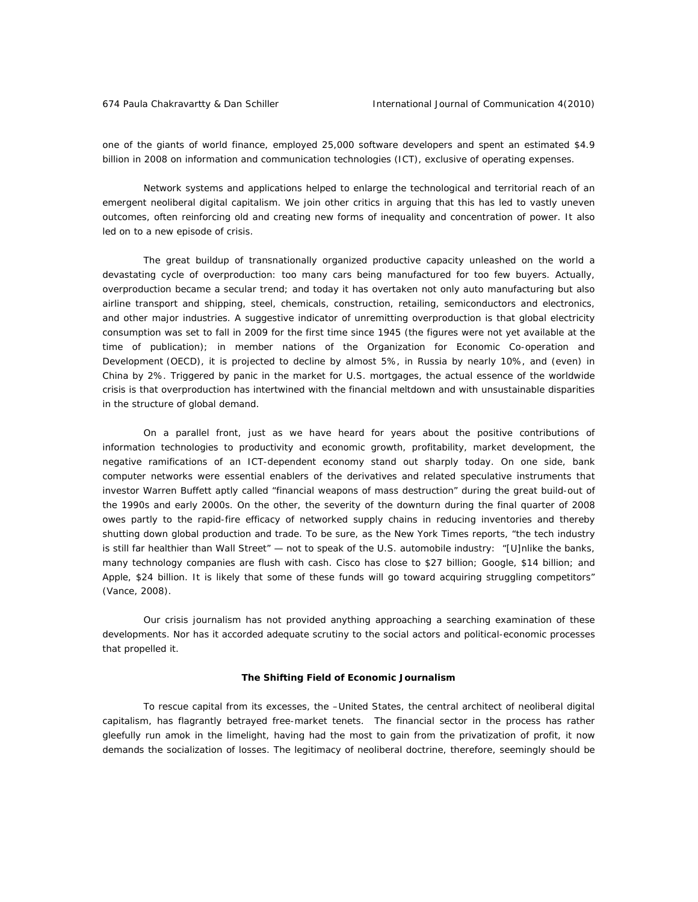one of the giants of world finance, employed 25,000 software developers and spent an estimated $4.9 billion in 2008 on information and communication technologies (ICT), exclusive of operating expenses.

Network systems and applications helped to enlarge the technological and territorial reach of an emergent neoliberal digital capitalism. We join other critics in arguing that this has led to vastly uneven outcomes, often reinforcing old and creating new forms of inequality and concentration of power. It also led on to a new episode of crisis.

The great buildup of transnationally organized productive capacity unleashed on the world a devastating cycle of overproduction: too many cars being manufactured for too few buyers. Actually, overproduction became a secular trend; and today it has overtaken not only auto manufacturing but also airline transport and shipping, steel, chemicals, construction, retailing, semiconductors and electronics, and other major industries. A suggestive indicator of unremitting overproduction is that global electricity consumption was set to fall in 2009 for the first time since 1945 (the figures were not yet available at the time of publication); in member nations of the Organization for Economic Co-operation and Development (OECD), it is projected to decline by almost 5%, in Russia by nearly 10%, and (even) in China by 2%. Triggered by panic in the market for U.S. mortgages, the actual essence of the worldwide crisis is that overproduction has intertwined with the financial meltdown and with unsustainable disparities in the structure of global demand.

On a parallel front, just as we have heard for years about the positive contributions of information technologies to productivity and economic growth, profitability, market development, the negative ramifications of an ICT-dependent economy stand out sharply today. On one side, bank computer networks were essential enablers of the derivatives and related speculative instruments that investor Warren Buffett aptly called "financial weapons of mass destruction" during the great build-out of the 1990s and early 2000s. On the other, the severity of the downturn during the final quarter of 2008 owes partly to the rapid-fire efficacy of networked supply chains in reducing inventories and thereby shutting down global production and trade. To be sure, as the New York Times reports, "the tech industry is still far healthier than Wall Street" — not to speak of the U.S. automobile industry: "[U]nlike the banks, many technology companies are flush with cash. Cisco has close to $27 billion; Google, $14 billion; and Apple, $24 billion. It is likely that some of these funds will go toward acquiring struggling competitors" (Vance, 2008).

Our crisis journalism has not provided anything approaching a searching examination of these developments. Nor has it accorded adequate scrutiny to the social actors and political-economic processes that propelled it.

## The Shifting Field of Economic Journalism

To rescue capital from its excesses, the –United States, the central architect of neoliberal digital capitalism, has flagrantly betrayed free-market tenets. The financial sector in the process has rather gleefully run amok in the limelight, having had the most to gain from the privatization of profit, it now demands the socialization of losses. The legitimacy of neoliberal doctrine, therefore, seemingly should be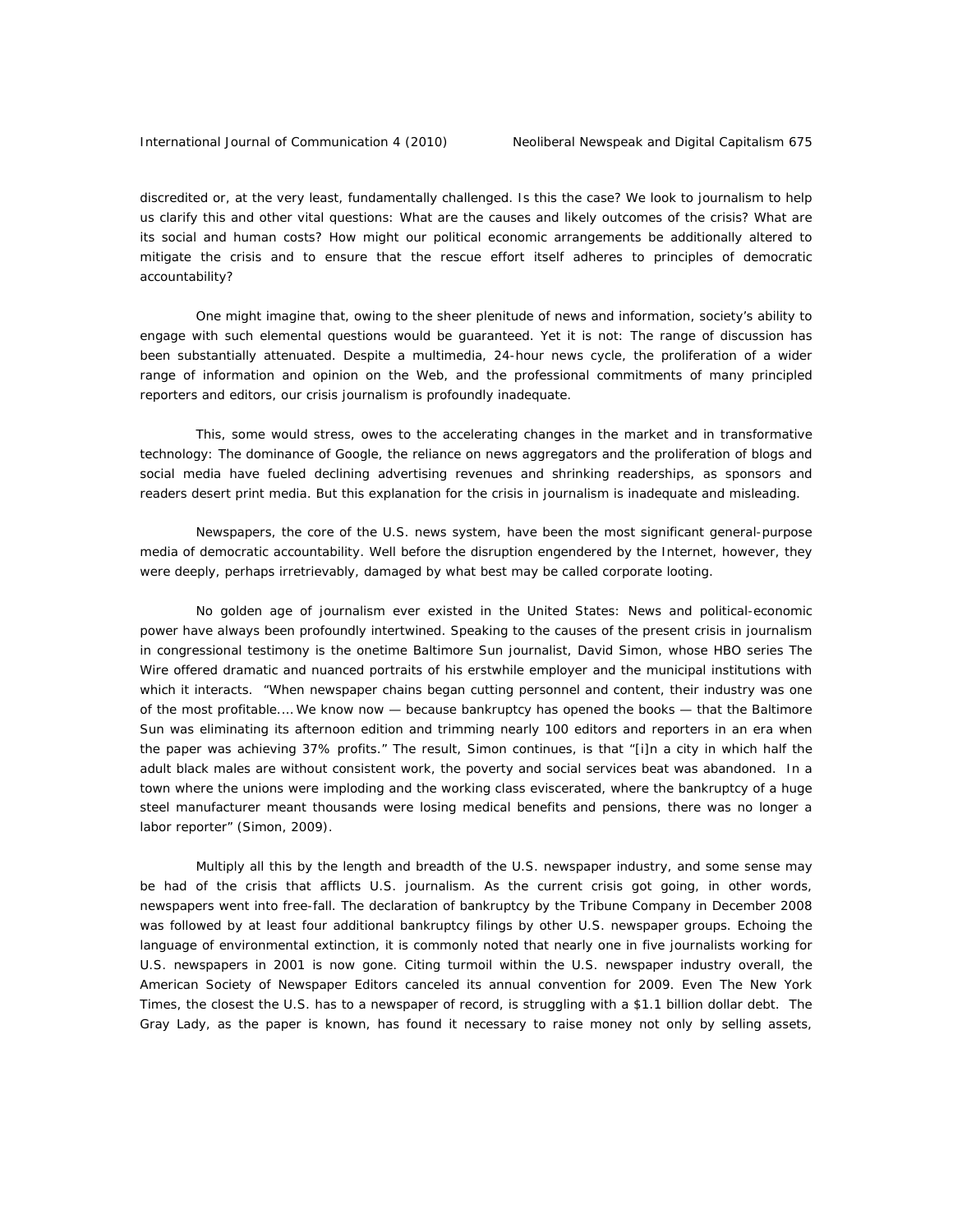discredited or, at the very least, fundamentally challenged. Is this the case? We look to journalism to help us clarify this and other vital questions: What are the causes and likely outcomes of the crisis? What are its social and human costs? How might our political economic arrangements be additionally altered to mitigate the crisis and to ensure that the rescue effort itself adheres to principles of democratic accountability?

One might imagine that, owing to the sheer plenitude of news and information, society's ability to engage with such elemental questions would be guaranteed. Yet it is not: The range of discussion has been substantially attenuated. Despite a multimedia, 24-hour news cycle, the proliferation of a wider range of information and opinion on the Web, and the professional commitments of many principled reporters and editors, our crisis journalism is profoundly inadequate.

This, some would stress, owes to the accelerating changes in the market and in transformative technology: The dominance of Google, the reliance on news aggregators and the proliferation of blogs and social media have fueled declining advertising revenues and shrinking readerships, as sponsors and readers desert print media. But this explanation for the crisis in journalism is inadequate and misleading.

Newspapers, the core of the U.S. news system, have been the most significant general-purpose media of democratic accountability. Well before the disruption engendered by the Internet, however, they were deeply, perhaps irretrievably, damaged by what best may be called corporate looting.

No golden age of journalism ever existed in the United States: News and political-economic power have always been profoundly intertwined. Speaking to the causes of the present crisis in journalism in congressional testimony is the onetime Baltimore Sun journalist, David Simon, whose HBO series The Wire offered dramatic and nuanced portraits of his erstwhile employer and the municipal institutions with which it interacts. "When newspaper chains began cutting personnel and content, their industry was one of the most profitable.... We know now — because bankruptcy has opened the books — that the Baltimore Sun was eliminating its afternoon edition and trimming nearly 100 editors and reporters in an era when the paper was achieving 37% profits." The result, Simon continues, is that "[i]n a city in which half the adult black males are without consistent work, the poverty and social services beat was abandoned. In a town where the unions were imploding and the working class eviscerated, where the bankruptcy of a huge steel manufacturer meant thousands were losing medical benefits and pensions, there was no longer a labor reporter" (Simon, 2009).

Multiply all this by the length and breadth of the U.S. newspaper industry, and some sense may be had of the crisis that afflicts U.S. journalism. As the current crisis got going, in other words, newspapers went into free-fall. The declaration of bankruptcy by the Tribune Company in December 2008 was followed by at least four additional bankruptcy filings by other U.S. newspaper groups. Echoing the language of environmental extinction, it is commonly noted that nearly one in five journalists working for U.S. newspapers in 2001 is now gone. Citing turmoil within the U.S. newspaper industry overall, the American Society of Newspaper Editors canceled its annual convention for 2009. Even The New York Times, the closest the U.S. has to a newspaper of record, is struggling with a $1.1 billion dollar debt. The Gray Lady, as the paper is known, has found it necessary to raise money not only by selling assets,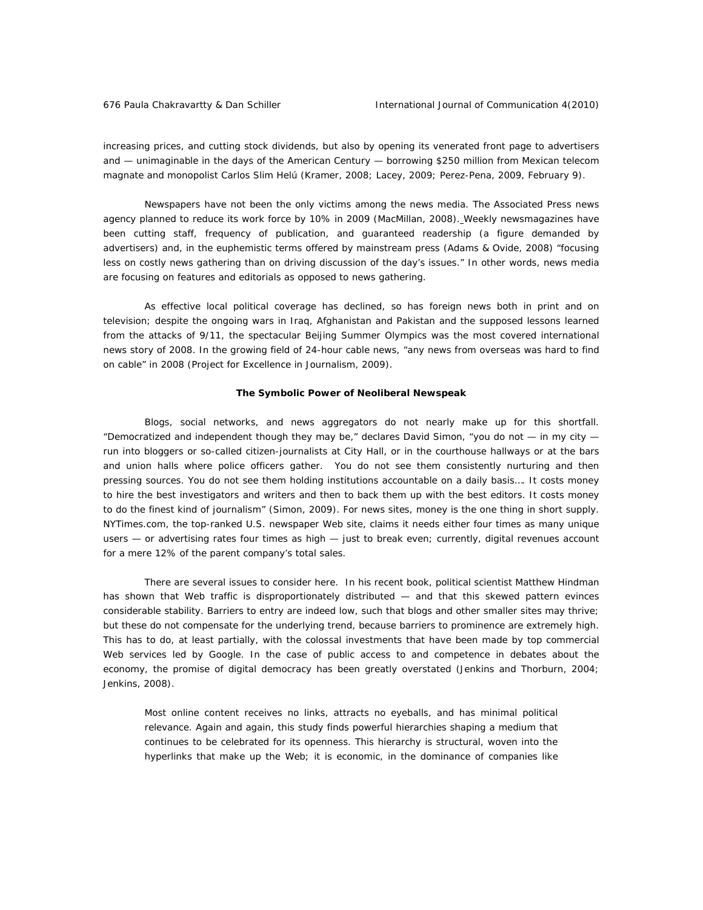increasing prices, and cutting stock dividends, but also by opening its venerated front page to advertisers and — unimaginable in the days of the American Century — borrowing $250 million from Mexican telecom magnate and monopolist Carlos Slim Helú (Kramer, 2008; Lacey, 2009; Perez-Pena, 2009, February 9).

Newspapers have not been the only victims among the news media. The Associated Press news agency planned to reduce its work force by 10% in 2009 (MacMillan, 2008). Weekly newsmagazines have been cutting staff, frequency of publication, and guaranteed readership (a figure demanded by advertisers) and, in the euphemistic terms offered by mainstream press (Adams & Ovide, 2008) "focusing less on costly news gathering than on driving discussion of the day's issues." In other words, news media are focusing on features and editorials as opposed to news gathering.

As effective local political coverage has declined, so has foreign news both in print and on television; despite the ongoing wars in Iraq, Afghanistan and Pakistan and the supposed lessons learned from the attacks of 9/11, the spectacular Beijing Summer Olympics was the most covered international news story of 2008. In the growing field of 24-hour cable news, "any news from overseas was hard to find on cable" in 2008 (Project for Excellence in Journalism, 2009).

## The Symbolic Power of Neoliberal Newspeak

Blogs, social networks, and news aggregators do not nearly make up for this shortfall. "Democratized and independent though they may be," declares David Simon, "you do not — in my city — run into bloggers or so-called citizen-journalists at City Hall, or in the courthouse hallways or at the bars and union halls where police officers gather. You do not see them consistently nurturing and then pressing sources. You do not see them holding institutions accountable on a daily basis…. It costs money to hire the best investigators and writers and then to back them up with the best editors. It costs money to do the finest kind of journalism" (Simon, 2009). For news sites, money is the one thing in short supply. NYTimes.com, the top-ranked U.S. newspaper Web site, claims it needs either four times as many unique users — or advertising rates four times as high — just to break even; currently, digital revenues account for a mere 12% of the parent company's total sales.

There are several issues to consider here. In his recent book, political scientist Matthew Hindman has shown that Web traffic is disproportionately distributed — and that this skewed pattern evinces considerable stability. Barriers to entry are indeed low, such that blogs and other smaller sites may thrive; but these do not compensate for the underlying trend, because barriers to prominence are extremely high. This has to do, at least partially, with the colossal investments that have been made by top commercial Web services led by Google. In the case of public access to and competence in debates about the economy, the promise of digital democracy has been greatly overstated (Jenkins and Thorburn, 2004; Jenkins, 2008).

> Most online content receives no links, attracts no eyeballs, and has minimal political relevance. Again and again, this study finds powerful hierarchies shaping a medium that continues to be celebrated for its openness. This hierarchy is structural, woven into the hyperlinks that make up the Web; it is economic, in the dominance of companies like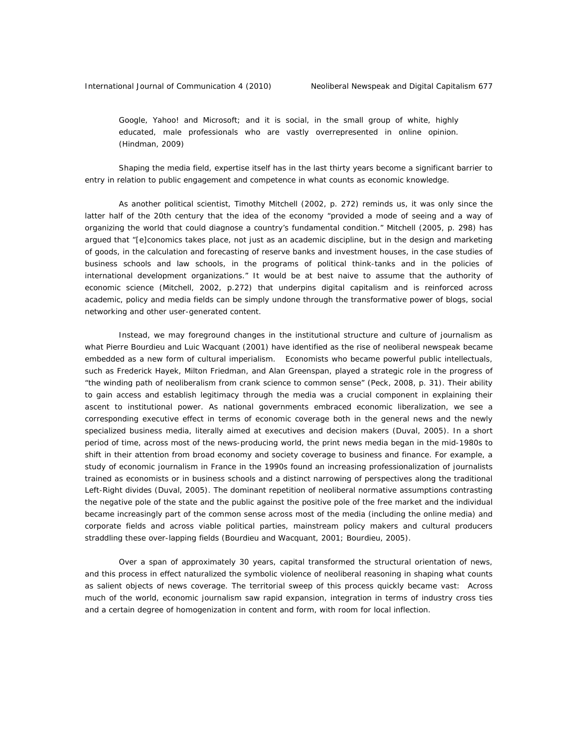> Google, Yahoo! and Microsoft; and it is social, in the small group of white, highly educated, male professionals who are vastly overrepresented in online opinion. (Hindman, 2009)

Shaping the media field, expertise itself has in the last thirty years become a significant barrier to entry in relation to public engagement and competence in what counts as economic knowledge.

As another political scientist, Timothy Mitchell (2002, p. 272) reminds us, it was only since the latter half of the 20th century that the idea of the economy "provided a mode of seeing and a way of organizing the world that could diagnose a country's fundamental condition." Mitchell (2005, p. 298) has argued that "[e]conomics takes place, not just as an academic discipline, but in the design and marketing of goods, in the calculation and forecasting of reserve banks and investment houses, in the case studies of business schools and law schools, in the programs of political think-tanks and in the policies of international development organizations." It would be at best naive to assume that the authority of economic science (Mitchell, 2002, p.272) that underpins digital capitalism and is reinforced across academic, policy and media fields can be simply undone through the transformative power of blogs, social networking and other user-generated content.

Instead, we may foreground changes in the institutional structure and culture of journalism as what Pierre Bourdieu and Luic Wacquant (2001) have identified as the rise of neoliberal newspeak became embedded as a new form of cultural imperialism. Economists who became powerful public intellectuals, such as Frederick Hayek, Milton Friedman, and Alan Greenspan, played a strategic role in the progress of "the winding path of neoliberalism from crank science to common sense" (Peck, 2008, p. 31). Their ability to gain access and establish legitimacy through the media was a crucial component in explaining their ascent to institutional power. As national governments embraced economic liberalization, we see a corresponding executive effect in terms of economic coverage both in the general news and the newly specialized business media, literally aimed at executives and decision makers (Duval, 2005). In a short period of time, across most of the news-producing world, the print news media began in the mid-1980s to shift in their attention from broad economy and society coverage to business and finance. For example, a study of economic journalism in France in the 1990s found an increasing professionalization of journalists trained as economists or in business schools and a distinct narrowing of perspectives along the traditional Left-Right divides (Duval, 2005). The dominant repetition of neoliberal normative assumptions contrasting the negative pole of the state and the public against the positive pole of the free market and the individual became increasingly part of the common sense across most of the media (including the online media) and corporate fields and across viable political parties, mainstream policy makers and cultural producers straddling these over-lapping fields (Bourdieu and Wacquant, 2001; Bourdieu, 2005).

Over a span of approximately 30 years, capital transformed the structural orientation of news, and this process in effect naturalized the symbolic violence of neoliberal reasoning in shaping what counts as salient objects of news coverage. The territorial sweep of this process quickly became vast: Across much of the world, economic journalism saw rapid expansion, integration in terms of industry cross ties and a certain degree of homogenization in content and form, with room for local inflection.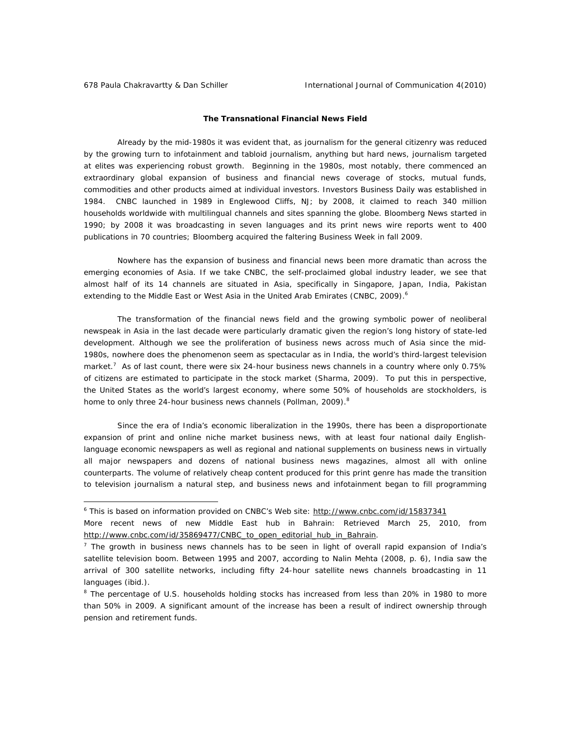### The Transnational Financial News Field

Already by the mid-1980s it was evident that, as journalism for the general citizenry was reduced by the growing turn to infotainment and tabloid journalism, anything but hard news, journalism targeted at elites was experiencing robust growth. Beginning in the 1980s, most notably, there commenced an extraordinary global expansion of business and financial news coverage of stocks, mutual funds, commodities and other products aimed at individual investors. Investors Business Daily was established in 1984. CNBC launched in 1989 in Englewood Cliffs, NJ; by 2008, it claimed to reach 340 million households worldwide with multilingual channels and sites spanning the globe. Bloomberg News started in 1990; by 2008 it was broadcasting in seven languages and its print news wire reports went to 400 publications in 70 countries; Bloomberg acquired the faltering Business Week in fall 2009.

Nowhere has the expansion of business and financial news been more dramatic than across the emerging economies of Asia. If we take CNBC, the self-proclaimed global industry leader, we see that almost half of its 14 channels are situated in Asia, specifically in Singapore, Japan, India, Pakistan extending to the Middle East or West Asia in the United Arab Emirates (CNBC, 2009).[6]

The transformation of the financial news field and the growing symbolic power of neoliberal newspeak in Asia in the last decade were particularly dramatic given the region's long history of state-led development. Although we see the proliferation of business news across much of Asia since the mid-1980s, nowhere does the phenomenon seem as spectacular as in India, the world's third-largest television market.[7] As of last count, there were six 24-hour business news channels in a country where only 0.75% of citizens are estimated to participate in the stock market (Sharma, 2009). To put this in perspective, the United States as the world's largest economy, where some 50% of households are stockholders, is home to only three 24-hour business news channels (Pollman, 2009).[8]

Since the era of India's economic liberalization in the 1990s, there has been a disproportionate expansion of print and online niche market business news, with at least four national daily English-language economic newspapers as well as regional and national supplements on business news in virtually all major newspapers and dozens of national business news magazines, almost all with online counterparts. The volume of relatively cheap content produced for this print genre has made the transition to television journalism a natural step, and business news and infotainment began to fill programming

---

[6] This is based on information provided on CNBC's Web site: http://www.cnbc.com/id/15837341
More recent news of new Middle East hub in Bahrain: Retrieved March 25, 2010, from http://www.cnbc.com/id/35869477/CNBC_to_open_editorial_hub_in_Bahrain.

[7] The growth in business news channels has to be seen in light of overall rapid expansion of India's satellite television boom. Between 1995 and 2007, according to Nalin Mehta (2008, p. 6), India saw the arrival of 300 satellite networks, including fifty 24-hour satellite news channels broadcasting in 11 languages (ibid.).

[8] The percentage of U.S. households holding stocks has increased from less than 20% in 1980 to more than 50% in 2009. A significant amount of the increase has been a result of indirect ownership through pension and retirement funds.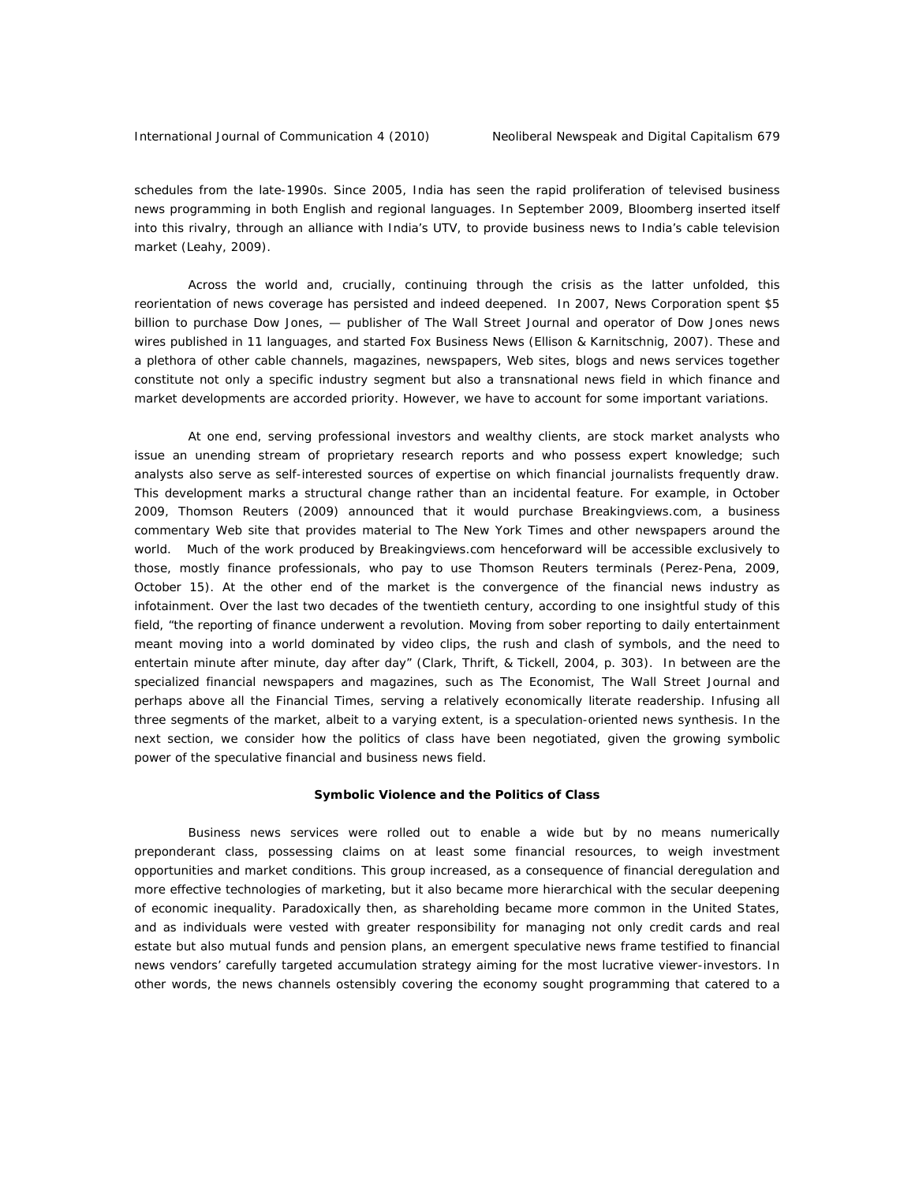schedules from the late-1990s. Since 2005, India has seen the rapid proliferation of televised business news programming in both English and regional languages. In September 2009, Bloomberg inserted itself into this rivalry, through an alliance with India's UTV, to provide business news to India's cable television market (Leahy, 2009).

Across the world and, crucially, continuing through the crisis as the latter unfolded, this reorientation of news coverage has persisted and indeed deepened. In 2007, News Corporation spent $5 billion to purchase Dow Jones, — publisher of The Wall Street Journal and operator of Dow Jones news wires published in 11 languages, and started Fox Business News (Ellison & Karnitschnig, 2007). These and a plethora of other cable channels, magazines, newspapers, Web sites, blogs and news services together constitute not only a specific industry segment but also a transnational news field in which finance and market developments are accorded priority. However, we have to account for some important variations.

At one end, serving professional investors and wealthy clients, are stock market analysts who issue an unending stream of proprietary research reports and who possess expert knowledge; such analysts also serve as self-interested sources of expertise on which financial journalists frequently draw. This development marks a structural change rather than an incidental feature. For example, in October 2009, Thomson Reuters (2009) announced that it would purchase Breakingviews.com, a business commentary Web site that provides material to The New York Times and other newspapers around the world. Much of the work produced by Breakingviews.com henceforward will be accessible exclusively to those, mostly finance professionals, who pay to use Thomson Reuters terminals (Perez-Pena, 2009, October 15). At the other end of the market is the convergence of the financial news industry as infotainment. Over the last two decades of the twentieth century, according to one insightful study of this field, "the reporting of finance underwent a revolution. Moving from sober reporting to daily entertainment meant moving into a world dominated by video clips, the rush and clash of symbols, and the need to entertain minute after minute, day after day" (Clark, Thrift, & Tickell, 2004, p. 303). In between are the specialized financial newspapers and magazines, such as The Economist, The Wall Street Journal and perhaps above all the Financial Times, serving a relatively economically literate readership. Infusing all three segments of the market, albeit to a varying extent, is a speculation-oriented news synthesis. In the next section, we consider how the politics of class have been negotiated, given the growing symbolic power of the speculative financial and business news field.

## Symbolic Violence and the Politics of Class

Business news services were rolled out to enable a wide but by no means numerically preponderant class, possessing claims on at least some financial resources, to weigh investment opportunities and market conditions. This group increased, as a consequence of financial deregulation and more effective technologies of marketing, but it also became more hierarchical with the secular deepening of economic inequality. Paradoxically then, as shareholding became more common in the United States, and as individuals were vested with greater responsibility for managing not only credit cards and real estate but also mutual funds and pension plans, an emergent speculative news frame testified to financial news vendors' carefully targeted accumulation strategy aiming for the most lucrative viewer-investors. In other words, the news channels ostensibly covering the economy sought programming that catered to a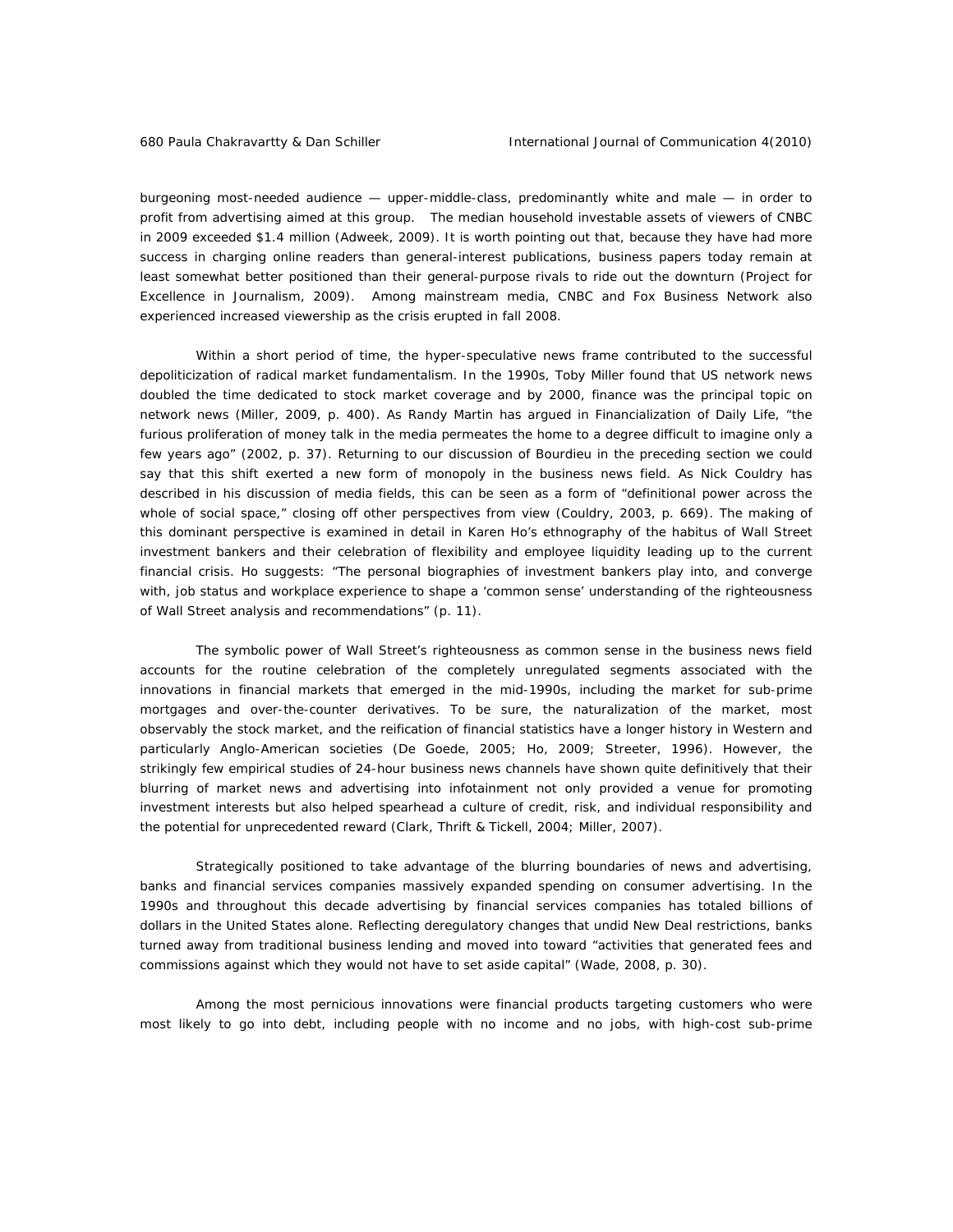burgeoning most-needed audience — upper-middle-class, predominantly white and male — in order to profit from advertising aimed at this group. The median household investable assets of viewers of CNBC in 2009 exceeded $1.4 million (Adweek, 2009). It is worth pointing out that, because they have had more success in charging online readers than general-interest publications, business papers today remain at least somewhat better positioned than their general-purpose rivals to ride out the downturn (Project for Excellence in Journalism, 2009). Among mainstream media, CNBC and Fox Business Network also experienced increased viewership as the crisis erupted in fall 2008.

Within a short period of time, the hyper-speculative news frame contributed to the successful depoliticization of radical market fundamentalism. In the 1990s, Toby Miller found that US network news doubled the time dedicated to stock market coverage and by 2000, finance was the principal topic on network news (Miller, 2009, p. 400). As Randy Martin has argued in Financialization of Daily Life, "the furious proliferation of money talk in the media permeates the home to a degree difficult to imagine only a few years ago" (2002, p. 37). Returning to our discussion of Bourdieu in the preceding section we could say that this shift exerted a new form of monopoly in the business news field. As Nick Couldry has described in his discussion of media fields, this can be seen as a form of "definitional power across the whole of social space," closing off other perspectives from view (Couldry, 2003, p. 669). The making of this dominant perspective is examined in detail in Karen Ho's ethnography of the habitus of Wall Street investment bankers and their celebration of flexibility and employee liquidity leading up to the current financial crisis. Ho suggests: "The personal biographies of investment bankers play into, and converge with, job status and workplace experience to shape a 'common sense' understanding of the righteousness of Wall Street analysis and recommendations" (p. 11).

The symbolic power of Wall Street's righteousness as common sense in the business news field accounts for the routine celebration of the completely unregulated segments associated with the innovations in financial markets that emerged in the mid-1990s, including the market for sub-prime mortgages and over-the-counter derivatives. To be sure, the naturalization of the market, most observably the stock market, and the reification of financial statistics have a longer history in Western and particularly Anglo-American societies (De Goede, 2005; Ho, 2009; Streeter, 1996). However, the strikingly few empirical studies of 24-hour business news channels have shown quite definitively that their blurring of market news and advertising into infotainment not only provided a venue for promoting investment interests but also helped spearhead a culture of credit, risk, and individual responsibility and the potential for unprecedented reward (Clark, Thrift & Tickell, 2004; Miller, 2007).

Strategically positioned to take advantage of the blurring boundaries of news and advertising, banks and financial services companies massively expanded spending on consumer advertising. In the 1990s and throughout this decade advertising by financial services companies has totaled billions of dollars in the United States alone. Reflecting deregulatory changes that undid New Deal restrictions, banks turned away from traditional business lending and moved into toward "activities that generated fees and commissions against which they would not have to set aside capital" (Wade, 2008, p. 30).

Among the most pernicious innovations were financial products targeting customers who were most likely to go into debt, including people with no income and no jobs, with high-cost sub-prime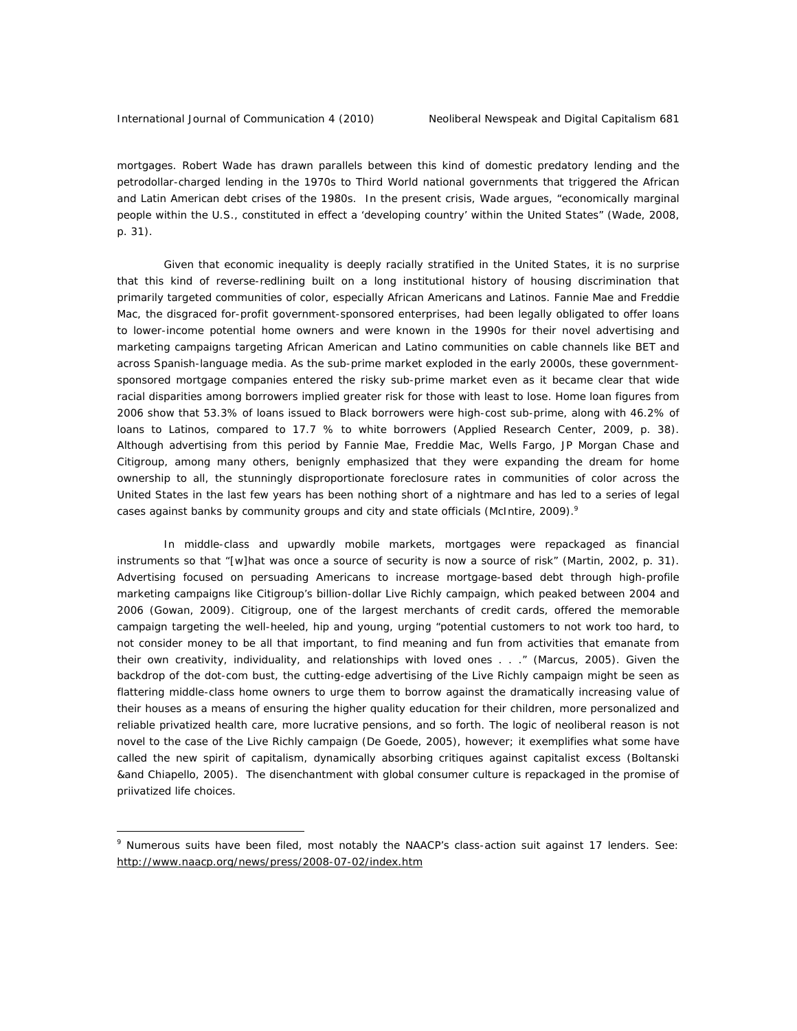mortgages. Robert Wade has drawn parallels between this kind of domestic predatory lending and the petrodollar-charged lending in the 1970s to Third World national governments that triggered the African and Latin American debt crises of the 1980s. In the present crisis, Wade argues, "economically marginal people within the U.S., constituted in effect a 'developing country' within the United States" (Wade, 2008, p. 31).

Given that economic inequality is deeply racially stratified in the United States, it is no surprise that this kind of reverse-redlining built on a long institutional history of housing discrimination that primarily targeted communities of color, especially African Americans and Latinos. Fannie Mae and Freddie Mac, the disgraced for-profit government-sponsored enterprises, had been legally obligated to offer loans to lower-income potential home owners and were known in the 1990s for their novel advertising and marketing campaigns targeting African American and Latino communities on cable channels like BET and across Spanish-language media. As the sub-prime market exploded in the early 2000s, these government-sponsored mortgage companies entered the risky sub-prime market even as it became clear that wide racial disparities among borrowers implied greater risk for those with least to lose. Home loan figures from 2006 show that 53.3% of loans issued to Black borrowers were high-cost sub-prime, along with 46.2% of loans to Latinos, compared to 17.7 % to white borrowers (Applied Research Center, 2009, p. 38). Although advertising from this period by Fannie Mae, Freddie Mac, Wells Fargo, JP Morgan Chase and Citigroup, among many others, benignly emphasized that they were expanding the dream for home ownership to all, the stunningly disproportionate foreclosure rates in communities of color across the United States in the last few years has been nothing short of a nightmare and has led to a series of legal cases against banks by community groups and city and state officials (McIntire, 2009).[9]

In middle-class and upwardly mobile markets, mortgages were repackaged as financial instruments so that "[w]hat was once a source of security is now a source of risk" (Martin, 2002, p. 31). Advertising focused on persuading Americans to increase mortgage-based debt through high-profile marketing campaigns like Citigroup's billion-dollar Live Richly campaign, which peaked between 2004 and 2006 (Gowan, 2009). Citigroup, one of the largest merchants of credit cards, offered the memorable campaign targeting the well-heeled, hip and young, urging "potential customers to not work too hard, to not consider money to be all that important, to find meaning and fun from activities that emanate from their own creativity, individuality, and relationships with loved ones . . ." (Marcus, 2005). Given the backdrop of the dot-com bust, the cutting-edge advertising of the Live Richly campaign might be seen as flattering middle-class home owners to urge them to borrow against the dramatically increasing value of their houses as a means of ensuring the higher quality education for their children, more personalized and reliable privatized health care, more lucrative pensions, and so forth. The logic of neoliberal reason is not novel to the case of the Live Richly campaign (De Goede, 2005), however; it exemplifies what some have called the new spirit of capitalism, dynamically absorbing critiques against capitalist excess (Boltanski &and Chiapello, 2005). The disenchantment with global consumer culture is repackaged in the promise of priivatized life choices.

---

[9] Numerous suits have been filed, most notably the NAACP's class-action suit against 17 lenders. See: http://www.naacp.org/news/press/2008-07-02/index.htm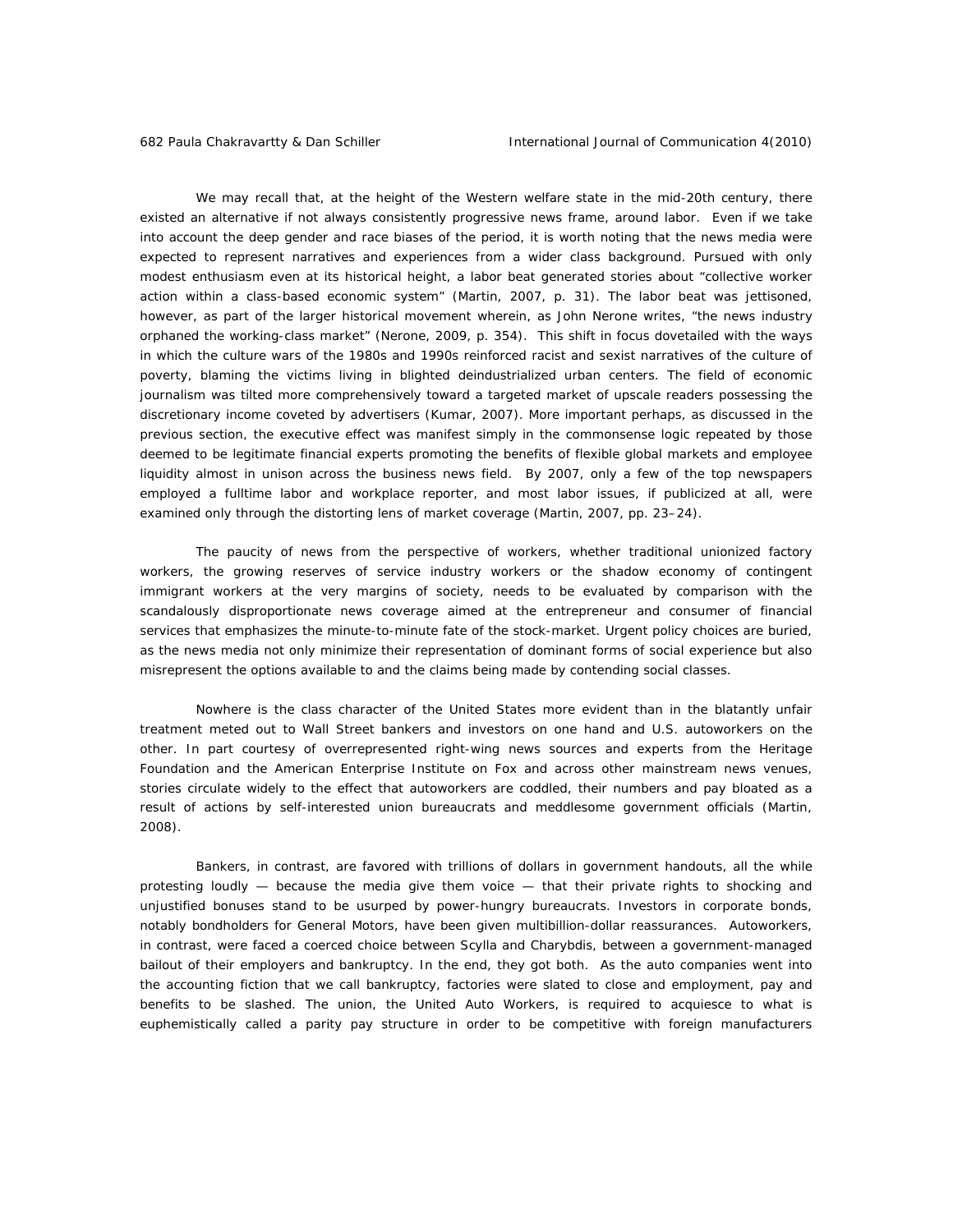We may recall that, at the height of the Western welfare state in the mid-20th century, there existed an alternative if not always consistently progressive news frame, around labor. Even if we take into account the deep gender and race biases of the period, it is worth noting that the news media were expected to represent narratives and experiences from a wider class background. Pursued with only modest enthusiasm even at its historical height, a labor beat generated stories about "collective worker action within a class-based economic system" (Martin, 2007, p. 31). The labor beat was jettisoned, however, as part of the larger historical movement wherein, as John Nerone writes, "the news industry orphaned the working-class market" (Nerone, 2009, p. 354). This shift in focus dovetailed with the ways in which the culture wars of the 1980s and 1990s reinforced racist and sexist narratives of the culture of poverty, blaming the victims living in blighted deindustrialized urban centers. The field of economic journalism was tilted more comprehensively toward a targeted market of upscale readers possessing the discretionary income coveted by advertisers (Kumar, 2007). More important perhaps, as discussed in the previous section, the executive effect was manifest simply in the commonsense logic repeated by those deemed to be legitimate financial experts promoting the benefits of flexible global markets and employee liquidity almost in unison across the business news field. By 2007, only a few of the top newspapers employed a fulltime labor and workplace reporter, and most labor issues, if publicized at all, were examined only through the distorting lens of market coverage (Martin, 2007, pp. 23–24).

The paucity of news from the perspective of workers, whether traditional unionized factory workers, the growing reserves of service industry workers or the shadow economy of contingent immigrant workers at the very margins of society, needs to be evaluated by comparison with the scandalously disproportionate news coverage aimed at the entrepreneur and consumer of financial services that emphasizes the minute-to-minute fate of the stock-market. Urgent policy choices are buried, as the news media not only minimize their representation of dominant forms of social experience but also misrepresent the options available to and the claims being made by contending social classes.

Nowhere is the class character of the United States more evident than in the blatantly unfair treatment meted out to Wall Street bankers and investors on one hand and U.S. autoworkers on the other. In part courtesy of overrepresented right-wing news sources and experts from the Heritage Foundation and the American Enterprise Institute on Fox and across other mainstream news venues, stories circulate widely to the effect that autoworkers are coddled, their numbers and pay bloated as a result of actions by self-interested union bureaucrats and meddlesome government officials (Martin, 2008).

Bankers, in contrast, are favored with trillions of dollars in government handouts, all the while protesting loudly — because the media give them voice — that their private rights to shocking and unjustified bonuses stand to be usurped by power-hungry bureaucrats. Investors in corporate bonds, notably bondholders for General Motors, have been given multibillion-dollar reassurances. Autoworkers, in contrast, were faced a coerced choice between Scylla and Charybdis, between a government-managed bailout of their employers and bankruptcy. In the end, they got both. As the auto companies went into the accounting fiction that we call bankruptcy, factories were slated to close and employment, pay and benefits to be slashed. The union, the United Auto Workers, is required to acquiesce to what is euphemistically called a parity pay structure in order to be competitive with foreign manufacturers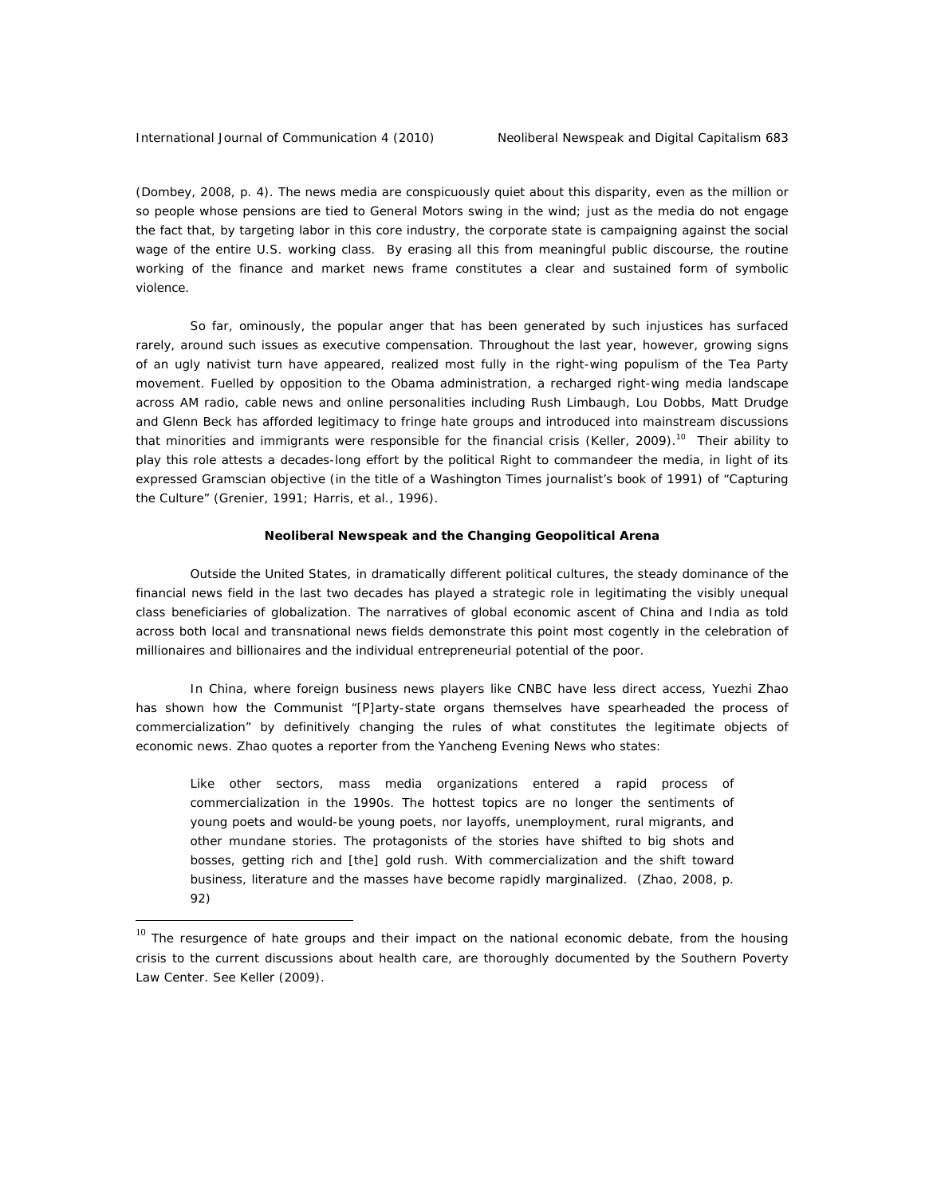(Dombey, 2008, p. 4). The news media are conspicuously quiet about this disparity, even as the million or so people whose pensions are tied to General Motors swing in the wind; just as the media do not engage the fact that, by targeting labor in this core industry, the corporate state is campaigning against the social wage of the entire U.S. working class. By erasing all this from meaningful public discourse, the routine working of the finance and market news frame constitutes a clear and sustained form of symbolic violence.

So far, ominously, the popular anger that has been generated by such injustices has surfaced rarely, around such issues as executive compensation. Throughout the last year, however, growing signs of an ugly nativist turn have appeared, realized most fully in the right-wing populism of the Tea Party movement. Fuelled by opposition to the Obama administration, a recharged right-wing media landscape across AM radio, cable news and online personalities including Rush Limbaugh, Lou Dobbs, Matt Drudge and Glenn Beck has afforded legitimacy to fringe hate groups and introduced into mainstream discussions that minorities and immigrants were responsible for the financial crisis (Keller, 2009).[10] Their ability to play this role attests a decades-long effort by the political Right to commandeer the media, in light of its expressed Gramscian objective (in the title of a Washington Times journalist's book of 1991) of "Capturing the Culture" (Grenier, 1991; Harris, et al., 1996).

**Neoliberal Newspeak and the Changing Geopolitical Arena**

Outside the United States, in dramatically different political cultures, the steady dominance of the financial news field in the last two decades has played a strategic role in legitimating the visibly unequal class beneficiaries of globalization. The narratives of global economic ascent of China and India as told across both local and transnational news fields demonstrate this point most cogently in the celebration of millionaires and billionaires and the individual entrepreneurial potential of the poor.

In China, where foreign business news players like CNBC have less direct access, Yuezhi Zhao has shown how the Communist "[P]arty-state organs themselves have spearheaded the process of commercialization" by definitively changing the rules of what constitutes the legitimate objects of economic news. Zhao quotes a reporter from the Yancheng Evening News who states:

> Like other sectors, mass media organizations entered a rapid process of commercialization in the 1990s. The hottest topics are no longer the sentiments of young poets and would-be young poets, nor layoffs, unemployment, rural migrants, and other mundane stories. The protagonists of the stories have shifted to big shots and bosses, getting rich and [the] gold rush. With commercialization and the shift toward business, literature and the masses have become rapidly marginalized. (Zhao, 2008, p. 92)

---

[10] The resurgence of hate groups and their impact on the national economic debate, from the housing crisis to the current discussions about health care, are thoroughly documented by the Southern Poverty Law Center. See Keller (2009).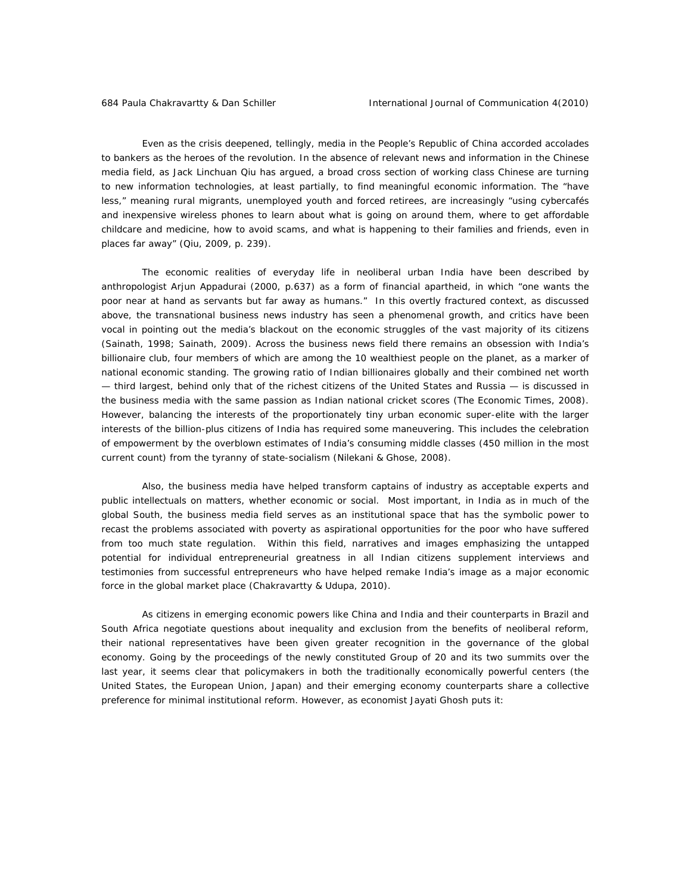Even as the crisis deepened, tellingly, media in the People's Republic of China accorded accolades to bankers as the heroes of the revolution. In the absence of relevant news and information in the Chinese media field, as Jack Linchuan Qiu has argued, a broad cross section of working class Chinese are turning to new information technologies, at least partially, to find meaningful economic information. The "have less," meaning rural migrants, unemployed youth and forced retirees, are increasingly "using cybercafés and inexpensive wireless phones to learn about what is going on around them, where to get affordable childcare and medicine, how to avoid scams, and what is happening to their families and friends, even in places far away" (Qiu, 2009, p. 239).

The economic realities of everyday life in neoliberal urban India have been described by anthropologist Arjun Appadurai (2000, p.637) as a form of financial apartheid, in which "one wants the poor near at hand as servants but far away as humans." In this overtly fractured context, as discussed above, the transnational business news industry has seen a phenomenal growth, and critics have been vocal in pointing out the media's blackout on the economic struggles of the vast majority of its citizens (Sainath, 1998; Sainath, 2009). Across the business news field there remains an obsession with India's billionaire club, four members of which are among the 10 wealthiest people on the planet, as a marker of national economic standing. The growing ratio of Indian billionaires globally and their combined net worth — third largest, behind only that of the richest citizens of the United States and Russia — is discussed in the business media with the same passion as Indian national cricket scores (The Economic Times, 2008). However, balancing the interests of the proportionately tiny urban economic super-elite with the larger interests of the billion-plus citizens of India has required some maneuvering. This includes the celebration of empowerment by the overblown estimates of India's consuming middle classes (450 million in the most current count) from the tyranny of state-socialism (Nilekani & Ghose, 2008).

Also, the business media have helped transform captains of industry as acceptable experts and public intellectuals on matters, whether economic or social. Most important, in India as in much of the global South, the business media field serves as an institutional space that has the symbolic power to recast the problems associated with poverty as aspirational opportunities for the poor who have suffered from too much state regulation. Within this field, narratives and images emphasizing the untapped potential for individual entrepreneurial greatness in all Indian citizens supplement interviews and testimonies from successful entrepreneurs who have helped remake India's image as a major economic force in the global market place (Chakravartty & Udupa, 2010).

As citizens in emerging economic powers like China and India and their counterparts in Brazil and South Africa negotiate questions about inequality and exclusion from the benefits of neoliberal reform, their national representatives have been given greater recognition in the governance of the global economy. Going by the proceedings of the newly constituted Group of 20 and its two summits over the last year, it seems clear that policymakers in both the traditionally economically powerful centers (the United States, the European Union, Japan) and their emerging economy counterparts share a collective preference for minimal institutional reform. However, as economist Jayati Ghosh puts it: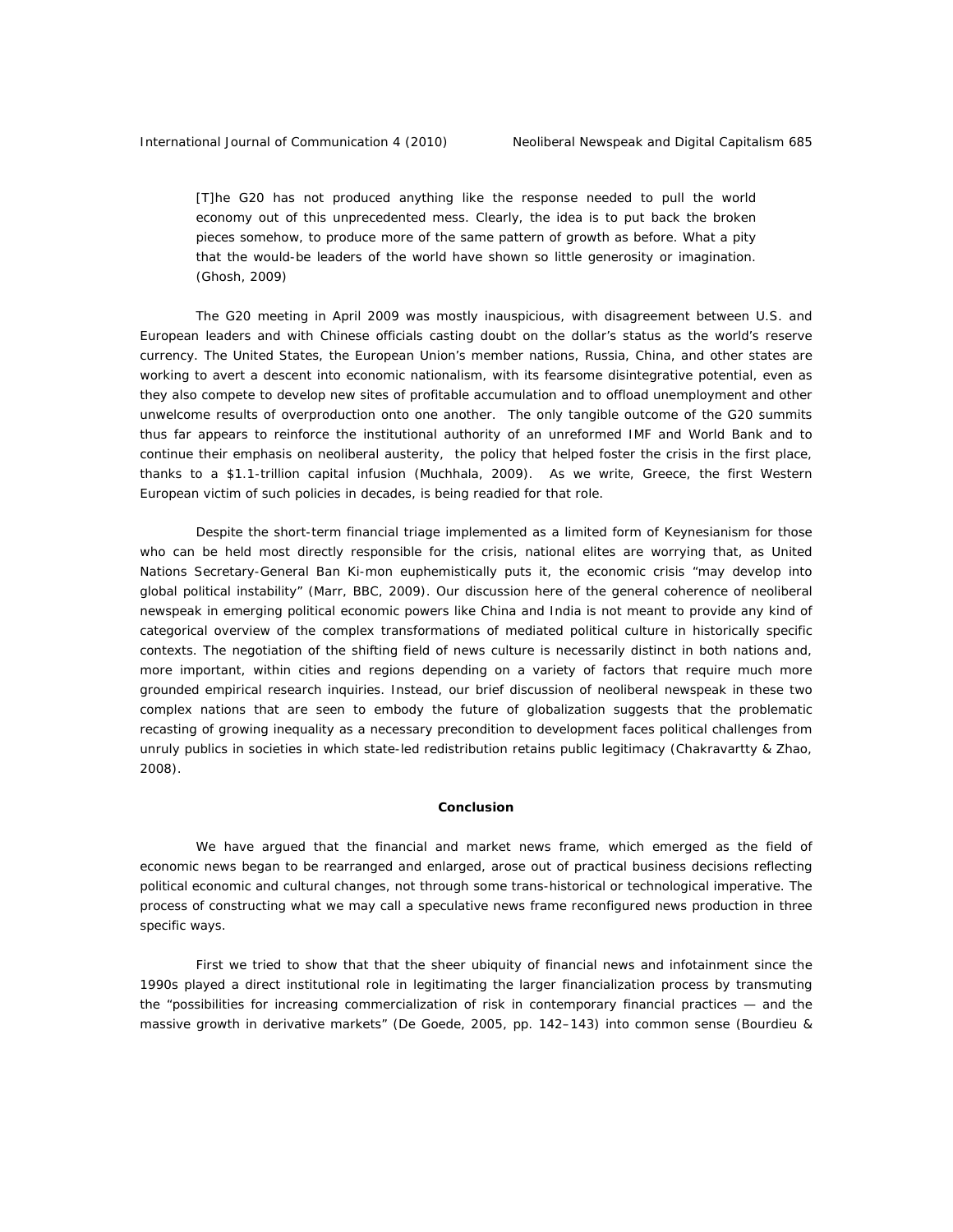> [T]he G20 has not produced anything like the response needed to pull the world economy out of this unprecedented mess. Clearly, the idea is to put back the broken pieces somehow, to produce more of the same pattern of growth as before. What a pity that the would-be leaders of the world have shown so little generosity or imagination. (Ghosh, 2009)

The G20 meeting in April 2009 was mostly inauspicious, with disagreement between U.S. and European leaders and with Chinese officials casting doubt on the dollar's status as the world's reserve currency. The United States, the European Union's member nations, Russia, China, and other states are working to avert a descent into economic nationalism, with its fearsome disintegrative potential, even as they also compete to develop new sites of profitable accumulation and to offload unemployment and other unwelcome results of overproduction onto one another. The only tangible outcome of the G20 summits thus far appears to reinforce the institutional authority of an unreformed IMF and World Bank and to continue their emphasis on neoliberal austerity, the policy that helped foster the crisis in the first place, thanks to a $1.1-trillion capital infusion (Muchhala, 2009). As we write, Greece, the first Western European victim of such policies in decades, is being readied for that role.

Despite the short-term financial triage implemented as a limited form of Keynesianism for those who can be held most directly responsible for the crisis, national elites are worrying that, as United Nations Secretary-General Ban Ki-mon euphemistically puts it, the economic crisis "may develop into global political instability" (Marr, BBC, 2009). Our discussion here of the general coherence of neoliberal newspeak in emerging political economic powers like China and India is not meant to provide any kind of categorical overview of the complex transformations of mediated political culture in historically specific contexts. The negotiation of the shifting field of news culture is necessarily distinct in both nations and, more important, within cities and regions depending on a variety of factors that require much more grounded empirical research inquiries. Instead, our brief discussion of neoliberal newspeak in these two complex nations that are seen to embody the future of globalization suggests that the problematic recasting of growing inequality as a necessary precondition to development faces political challenges from unruly publics in societies in which state-led redistribution retains public legitimacy (Chakravartty & Zhao, 2008).

## Conclusion

We have argued that the financial and market news frame, which emerged as the field of economic news began to be rearranged and enlarged, arose out of practical business decisions reflecting political economic and cultural changes, not through some trans-historical or technological imperative. The process of constructing what we may call a speculative news frame reconfigured news production in three specific ways.

First we tried to show that that the sheer ubiquity of financial news and infotainment since the 1990s played a direct institutional role in legitimating the larger financialization process by transmuting the "possibilities for increasing commercialization of risk in contemporary financial practices — and the massive growth in derivative markets" (De Goede, 2005, pp. 142–143) into common sense (Bourdieu &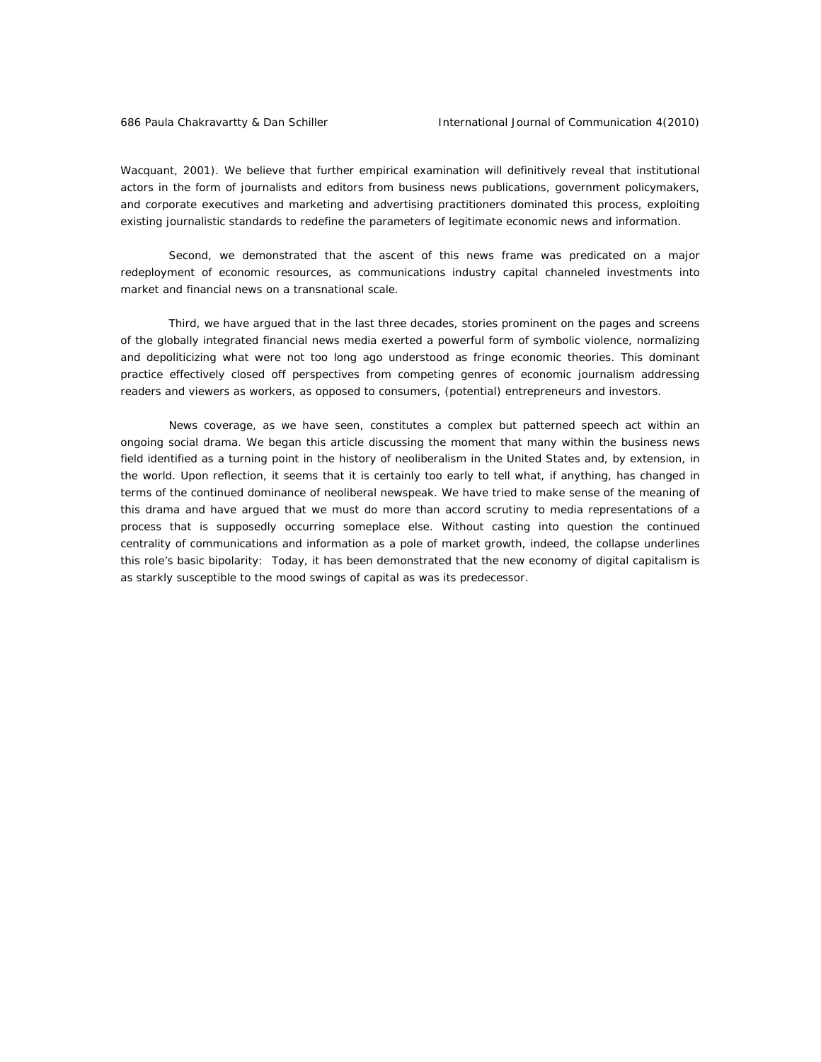Wacquant, 2001). We believe that further empirical examination will definitively reveal that institutional actors in the form of journalists and editors from business news publications, government policymakers, and corporate executives and marketing and advertising practitioners dominated this process, exploiting existing journalistic standards to redefine the parameters of legitimate economic news and information.

Second, we demonstrated that the ascent of this news frame was predicated on a major redeployment of economic resources, as communications industry capital channeled investments into market and financial news on a transnational scale.

Third, we have argued that in the last three decades, stories prominent on the pages and screens of the globally integrated financial news media exerted a powerful form of symbolic violence, normalizing and depoliticizing what were not too long ago understood as fringe economic theories. This dominant practice effectively closed off perspectives from competing genres of economic journalism addressing readers and viewers as workers, as opposed to consumers, (potential) entrepreneurs and investors.

News coverage, as we have seen, constitutes a complex but patterned speech act within an ongoing social drama. We began this article discussing the moment that many within the business news field identified as a turning point in the history of neoliberalism in the United States and, by extension, in the world. Upon reflection, it seems that it is certainly too early to tell what, if anything, has changed in terms of the continued dominance of neoliberal newspeak. We have tried to make sense of the meaning of this drama and have argued that we must do more than accord scrutiny to media representations of a process that is supposedly occurring someplace else. Without casting into question the continued centrality of communications and information as a pole of market growth, indeed, the collapse underlines this role's basic bipolarity: Today, it has been demonstrated that the new economy of digital capitalism is as starkly susceptible to the mood swings of capital as was its predecessor.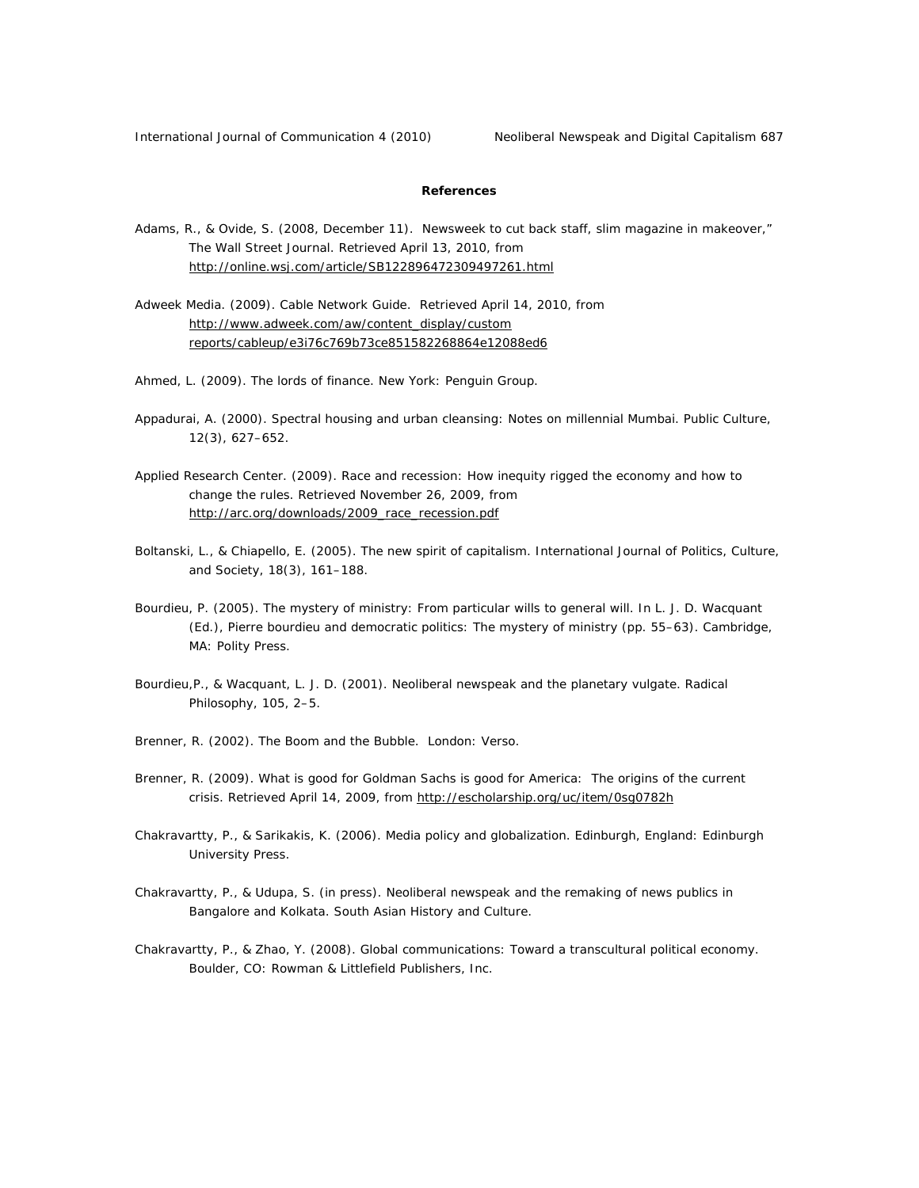**References**

Adams, R., & Ovide, S. (2008, December 11). Newsweek to cut back staff, slim magazine in makeover," The Wall Street Journal. Retrieved April 13, 2010, from http://online.wsj.com/article/SB122896472309497261.html

Adweek Media. (2009). Cable Network Guide. Retrieved April 14, 2010, from http://www.adweek.com/aw/content_display/custom reports/cableup/e3i76c769b73ce851582268864e12088ed6

Ahmed, L. (2009). The lords of finance. New York: Penguin Group.

Appadurai, A. (2000). Spectral housing and urban cleansing: Notes on millennial Mumbai. Public Culture, 12(3), 627–652.

Applied Research Center. (2009). Race and recession: How inequity rigged the economy and how to change the rules. Retrieved November 26, 2009, from http://arc.org/downloads/2009_race_recession.pdf

Boltanski, L., & Chiapello, E. (2005). The new spirit of capitalism. International Journal of Politics, Culture, and Society, 18(3), 161–188.

Bourdieu, P. (2005). The mystery of ministry: From particular wills to general will. In L. J. D. Wacquant (Ed.), Pierre bourdieu and democratic politics: The mystery of ministry (pp. 55–63). Cambridge, MA: Polity Press.

Bourdieu,P., & Wacquant, L. J. D. (2001). Neoliberal newspeak and the planetary vulgate. Radical Philosophy, 105, 2–5.

Brenner, R. (2002). The Boom and the Bubble. London: Verso.

Brenner, R. (2009). What is good for Goldman Sachs is good for America: The origins of the current crisis. Retrieved April 14, 2009, from http://escholarship.org/uc/item/0sg0782h

Chakravartty, P., & Sarikakis, K. (2006). Media policy and globalization. Edinburgh, England: Edinburgh University Press.

Chakravartty, P., & Udupa, S. (in press). Neoliberal newspeak and the remaking of news publics in Bangalore and Kolkata. South Asian History and Culture.

Chakravartty, P., & Zhao, Y. (2008). Global communications: Toward a transcultural political economy. Boulder, CO: Rowman & Littlefield Publishers, Inc.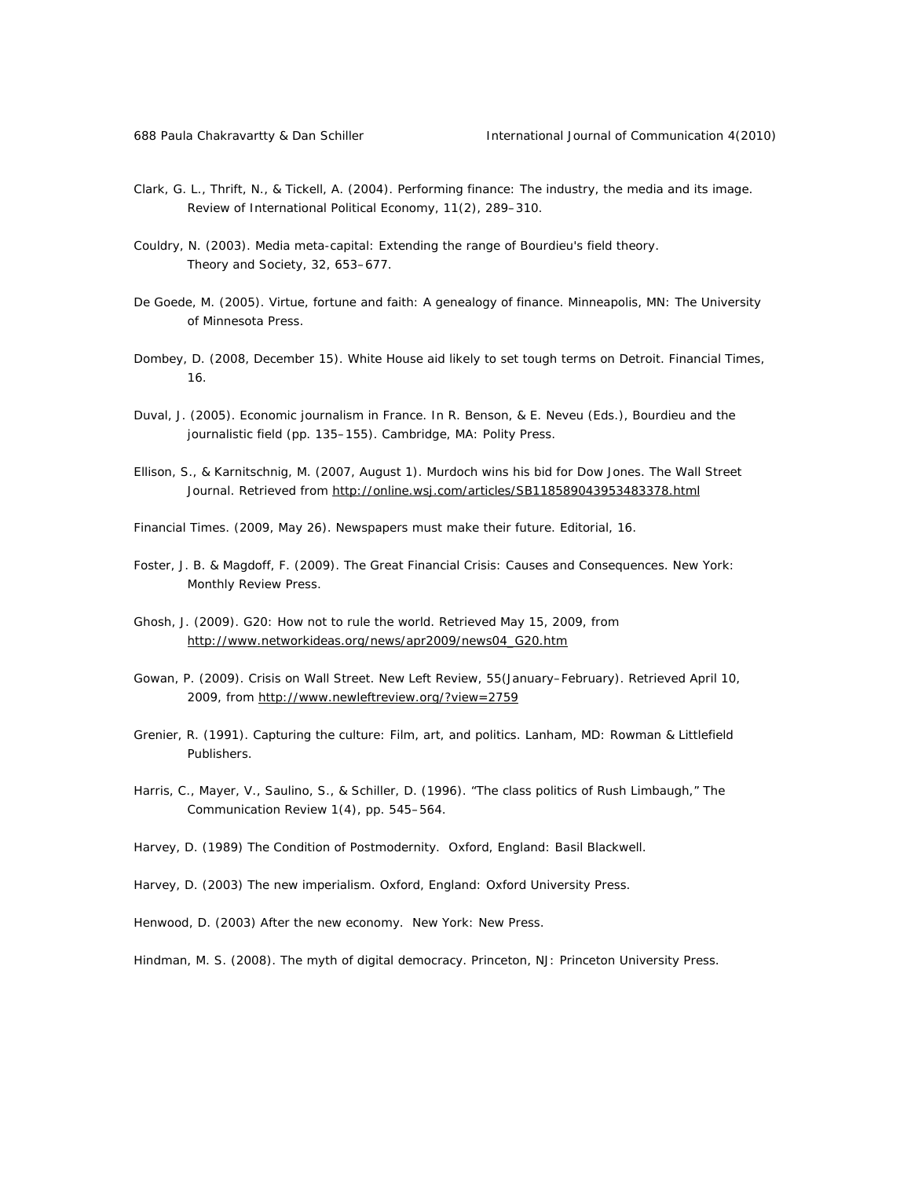Clark, G. L., Thrift, N., & Tickell, A. (2004). Performing finance: The industry, the media and its image. Review of International Political Economy, 11(2), 289–310.

Couldry, N. (2003). Media meta-capital: Extending the range of Bourdieu's field theory. Theory and Society, 32, 653–677.

De Goede, M. (2005). Virtue, fortune and faith: A genealogy of finance. Minneapolis, MN: The University of Minnesota Press.

Dombey, D. (2008, December 15). White House aid likely to set tough terms on Detroit. Financial Times, 16.

Duval, J. (2005). Economic journalism in France. In R. Benson, & E. Neveu (Eds.), Bourdieu and the journalistic field (pp. 135–155). Cambridge, MA: Polity Press.

Ellison, S., & Karnitschnig, M. (2007, August 1). Murdoch wins his bid for Dow Jones. The Wall Street Journal. Retrieved from http://online.wsj.com/articles/SB118589043953483378.html

Financial Times. (2009, May 26). Newspapers must make their future. Editorial, 16.

Foster, J. B. & Magdoff, F. (2009). The Great Financial Crisis: Causes and Consequences. New York: Monthly Review Press.

Ghosh, J. (2009). G20: How not to rule the world. Retrieved May 15, 2009, from http://www.networkideas.org/news/apr2009/news04_G20.htm

Gowan, P. (2009). Crisis on Wall Street. New Left Review, 55(January–February). Retrieved April 10, 2009, from http://www.newleftreview.org/?view=2759

Grenier, R. (1991). Capturing the culture: Film, art, and politics. Lanham, MD: Rowman & Littlefield Publishers.

Harris, C., Mayer, V., Saulino, S., & Schiller, D. (1996). "The class politics of Rush Limbaugh," The Communication Review 1(4), pp. 545–564.

Harvey, D. (1989) The Condition of Postmodernity. Oxford, England: Basil Blackwell.

Harvey, D. (2003) The new imperialism. Oxford, England: Oxford University Press.

Henwood, D. (2003) After the new economy. New York: New Press.

Hindman, M. S. (2008). The myth of digital democracy. Princeton, NJ: Princeton University Press.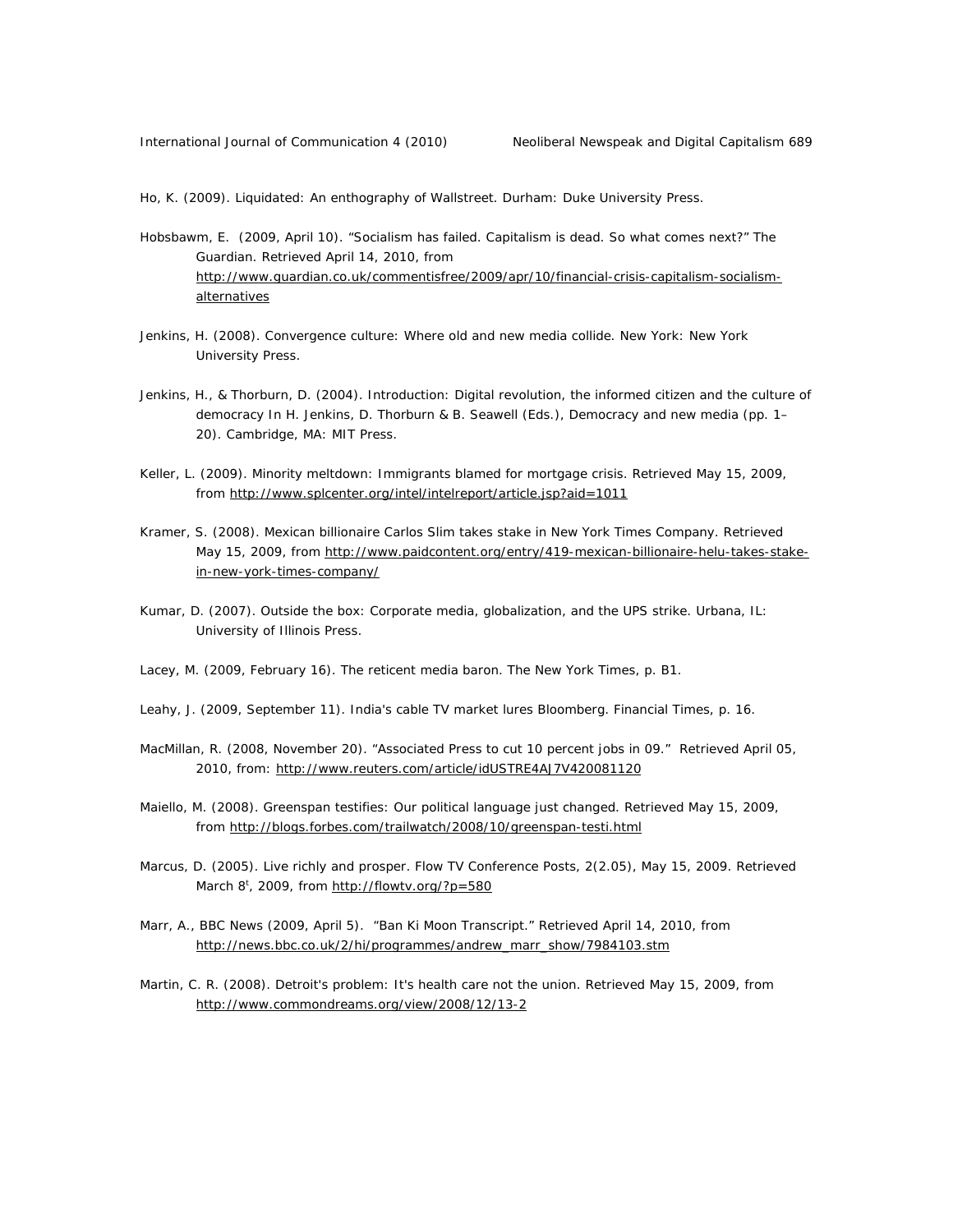Ho, K. (2009). Liquidated: An enthography of Wallstreet. Durham: Duke University Press.

Hobsbawm, E. (2009, April 10). “Socialism has failed. Capitalism is dead. So what comes next?” The Guardian. Retrieved April 14, 2010, from http://www.guardian.co.uk/commentisfree/2009/apr/10/financial-crisis-capitalism-socialism-alternatives

Jenkins, H. (2008). Convergence culture: Where old and new media collide. New York: New York University Press.

Jenkins, H., & Thorburn, D. (2004). Introduction: Digital revolution, the informed citizen and the culture of democracy In H. Jenkins, D. Thorburn & B. Seawell (Eds.), Democracy and new media (pp. 1–20). Cambridge, MA: MIT Press.

Keller, L. (2009). Minority meltdown: Immigrants blamed for mortgage crisis. Retrieved May 15, 2009, from http://www.splcenter.org/intel/intelreport/article.jsp?aid=1011

Kramer, S. (2008). Mexican billionaire Carlos Slim takes stake in New York Times Company. Retrieved May 15, 2009, from http://www.paidcontent.org/entry/419-mexican-billionaire-helu-takes-stake-in-new-york-times-company/

Kumar, D. (2007). Outside the box: Corporate media, globalization, and the UPS strike. Urbana, IL: University of Illinois Press.

Lacey, M. (2009, February 16). The reticent media baron. The New York Times, p. B1.

Leahy, J. (2009, September 11). India's cable TV market lures Bloomberg. Financial Times, p. 16.

MacMillan, R. (2008, November 20). “Associated Press to cut 10 percent jobs in 09.” Retrieved April 05, 2010, from: http://www.reuters.com/article/idUSTRE4AJ7V420081120

Maiello, M. (2008). Greenspan testifies: Our political language just changed. Retrieved May 15, 2009, from http://blogs.forbes.com/trailwatch/2008/10/greenspan-testi.html

Marcus, D. (2005). Live richly and prosper. Flow TV Conference Posts, 2(2.05), May 15, 2009. Retrieved March 8t, 2009, from http://flowtv.org/?p=580

Marr, A., BBC News (2009, April 5). “Ban Ki Moon Transcript.” Retrieved April 14, 2010, from http://news.bbc.co.uk/2/hi/programmes/andrew_marr_show/7984103.stm

Martin, C. R. (2008). Detroit's problem: It's health care not the union. Retrieved May 15, 2009, from http://www.commondreams.org/view/2008/12/13-2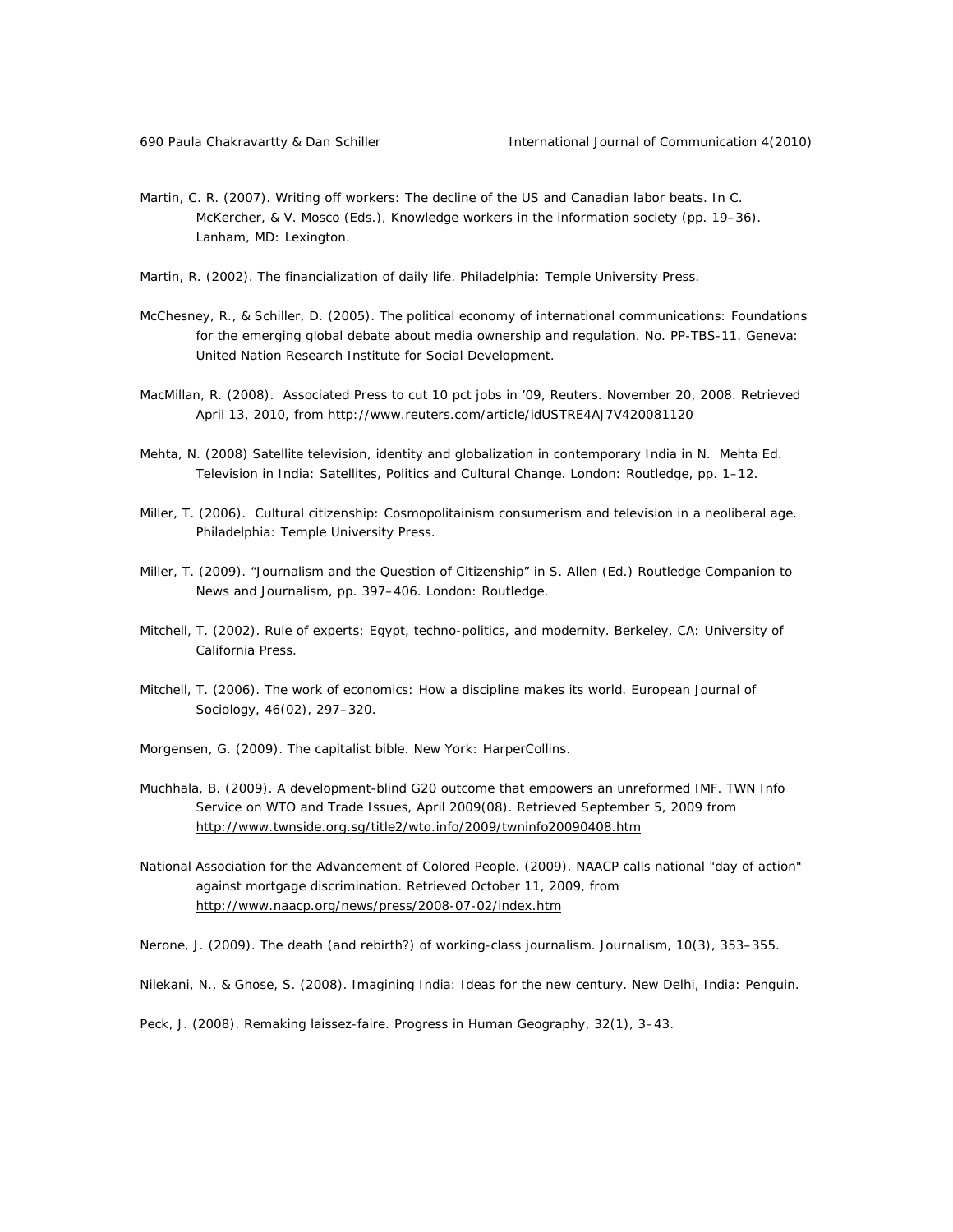Martin, C. R. (2007). Writing off workers: The decline of the US and Canadian labor beats. In C. McKercher, & V. Mosco (Eds.), Knowledge workers in the information society (pp. 19–36). Lanham, MD: Lexington.

Martin, R. (2002). The financialization of daily life. Philadelphia: Temple University Press.

McChesney, R., & Schiller, D. (2005). The political economy of international communications: Foundations for the emerging global debate about media ownership and regulation. No. PP-TBS-11. Geneva: United Nation Research Institute for Social Development.

MacMillan, R. (2008). Associated Press to cut 10 pct jobs in '09, Reuters. November 20, 2008. Retrieved April 13, 2010, from http://www.reuters.com/article/idUSTRE4AJ7V420081120

Mehta, N. (2008) Satellite television, identity and globalization in contemporary India in N. Mehta Ed. Television in India: Satellites, Politics and Cultural Change. London: Routledge, pp. 1–12.

Miller, T. (2006). Cultural citizenship: Cosmopolitainism consumerism and television in a neoliberal age. Philadelphia: Temple University Press.

Miller, T. (2009). "Journalism and the Question of Citizenship" in S. Allen (Ed.) Routledge Companion to News and Journalism, pp. 397–406. London: Routledge.

Mitchell, T. (2002). Rule of experts: Egypt, techno-politics, and modernity. Berkeley, CA: University of California Press.

Mitchell, T. (2006). The work of economics: How a discipline makes its world. European Journal of Sociology, 46(02), 297–320.

Morgensen, G. (2009). The capitalist bible. New York: HarperCollins.

Muchhala, B. (2009). A development-blind G20 outcome that empowers an unreformed IMF. TWN Info Service on WTO and Trade Issues, April 2009(08). Retrieved September 5, 2009 from http://www.twnside.org.sg/title2/wto.info/2009/twninfo20090408.htm

National Association for the Advancement of Colored People. (2009). NAACP calls national "day of action" against mortgage discrimination. Retrieved October 11, 2009, from http://www.naacp.org/news/press/2008-07-02/index.htm

Nerone, J. (2009). The death (and rebirth?) of working-class journalism. Journalism, 10(3), 353–355.

Nilekani, N., & Ghose, S. (2008). Imagining India: Ideas for the new century. New Delhi, India: Penguin.

Peck, J. (2008). Remaking laissez-faire. Progress in Human Geography, 32(1), 3–43.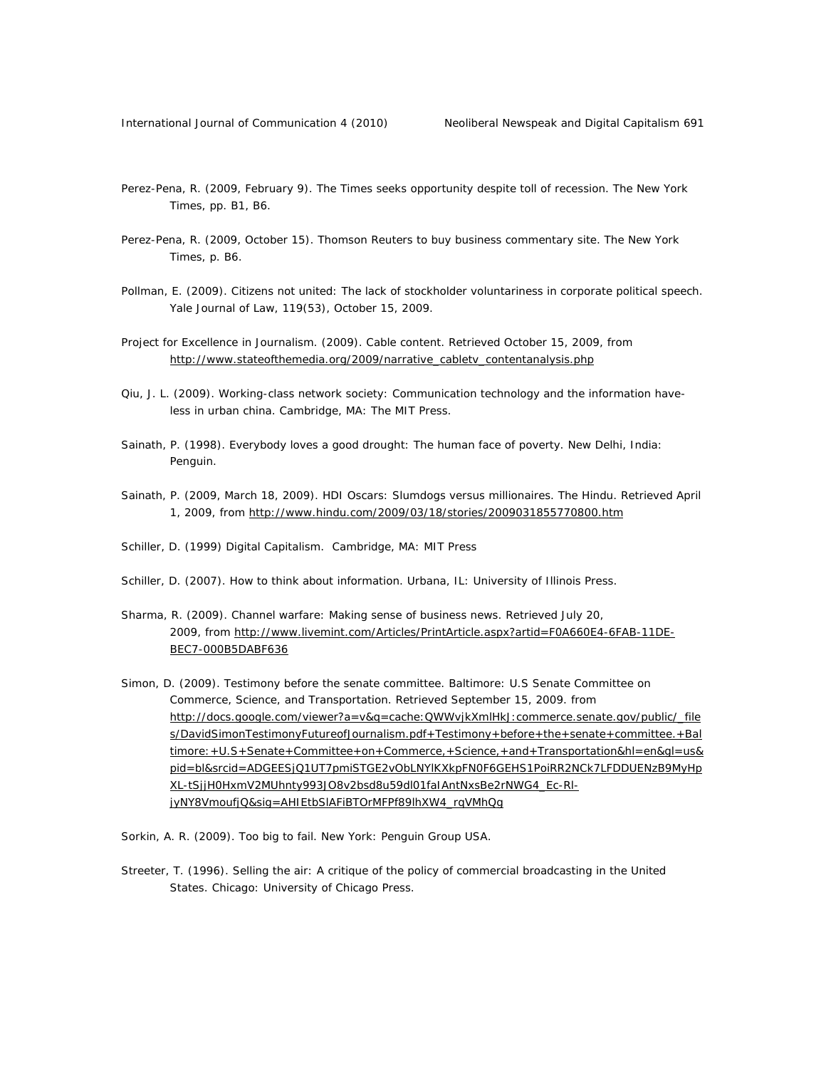Perez-Pena, R. (2009, February 9). The Times seeks opportunity despite toll of recession. The New York Times, pp. B1, B6.

Perez-Pena, R. (2009, October 15). Thomson Reuters to buy business commentary site. The New York Times, p. B6.

Pollman, E. (2009). Citizens not united: The lack of stockholder voluntariness in corporate political speech. Yale Journal of Law, 119(53), October 15, 2009.

Project for Excellence in Journalism. (2009). Cable content. Retrieved October 15, 2009, from http://www.stateofthemedia.org/2009/narrative_cabletv_contentanalysis.php

Qiu, J. L. (2009). Working-class network society: Communication technology and the information have-less in urban china. Cambridge, MA: The MIT Press.

Sainath, P. (1998). Everybody loves a good drought: The human face of poverty. New Delhi, India: Penguin.

Sainath, P. (2009, March 18, 2009). HDI Oscars: Slumdogs versus millionaires. The Hindu. Retrieved April 1, 2009, from http://www.hindu.com/2009/03/18/stories/2009031855770800.htm

Schiller, D. (1999) Digital Capitalism. Cambridge, MA: MIT Press

Schiller, D. (2007). How to think about information. Urbana, IL: University of Illinois Press.

Sharma, R. (2009). Channel warfare: Making sense of business news. Retrieved July 20, 2009, from http://www.livemint.com/Articles/PrintArticle.aspx?artid=F0A660E4-6FAB-11DE-BEC7-000B5DABF636

Simon, D. (2009). Testimony before the senate committee. Baltimore: U.S Senate Committee on Commerce, Science, and Transportation. Retrieved September 15, 2009. from http://docs.google.com/viewer?a=v&q=cache:QWWvjkXmlHkJ:commerce.senate.gov/public/_files/DavidSimonTestimonyFutureofJournalism.pdf+Testimony+before+the+senate+committee.+Baltimore:+U.S+Senate+Committee+on+Commerce,+Science,+and+Transportation&hl=en&gl=us&pid=bl&srcid=ADGEESjQ1UT7pmiSTGE2vObLNYlKXkpFN0F6GEHS1PoiRR2NCk7LFDDUENzB9MyHpXL-tSjjH0HxmV2MUhnty993JO8v2bsd8u59dl01faIAntNxsBe2rNWG4_Ec-Rl-jyNY8VmoufjQ&sig=AHIEtbSlAFiBTOrMFPf89lhXW4_rqVMhQg

Sorkin, A. R. (2009). Too big to fail. New York: Penguin Group USA.

Streeter, T. (1996). Selling the air: A critique of the policy of commercial broadcasting in the United States. Chicago: University of Chicago Press.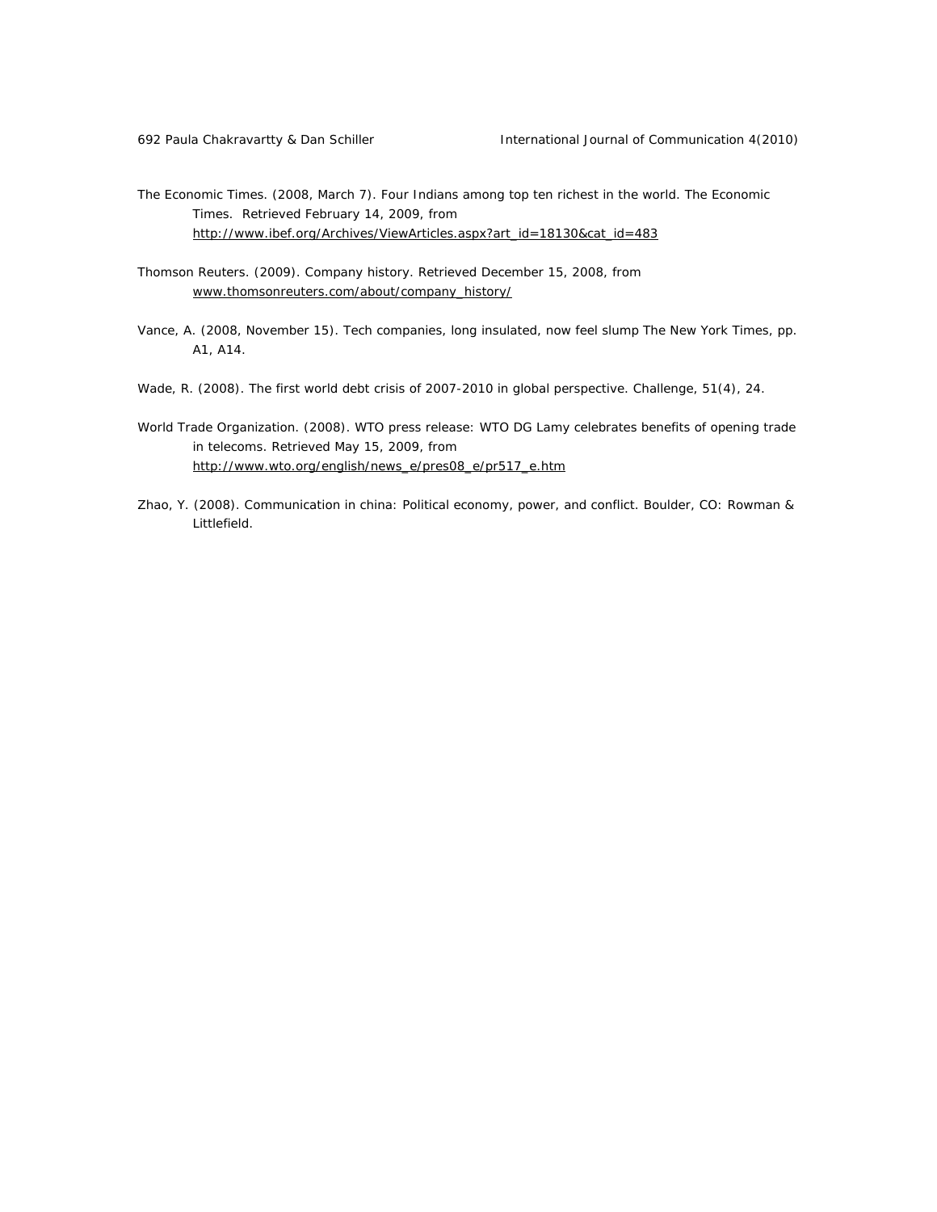The Economic Times. (2008, March 7). Four Indians among top ten richest in the world. The Economic Times. Retrieved February 14, 2009, from http://www.ibef.org/Archives/ViewArticles.aspx?art_id=18130&cat_id=483

Thomson Reuters. (2009). Company history. Retrieved December 15, 2008, from www.thomsonreuters.com/about/company_history/

Vance, A. (2008, November 15). Tech companies, long insulated, now feel slump The New York Times, pp. A1, A14.

Wade, R. (2008). The first world debt crisis of 2007-2010 in global perspective. Challenge, 51(4), 24.

World Trade Organization. (2008). WTO press release: WTO DG Lamy celebrates benefits of opening trade in telecoms. Retrieved May 15, 2009, from http://www.wto.org/english/news_e/pres08_e/pr517_e.htm

Zhao, Y. (2008). Communication in china: Political economy, power, and conflict. Boulder, CO: Rowman & Littlefield.